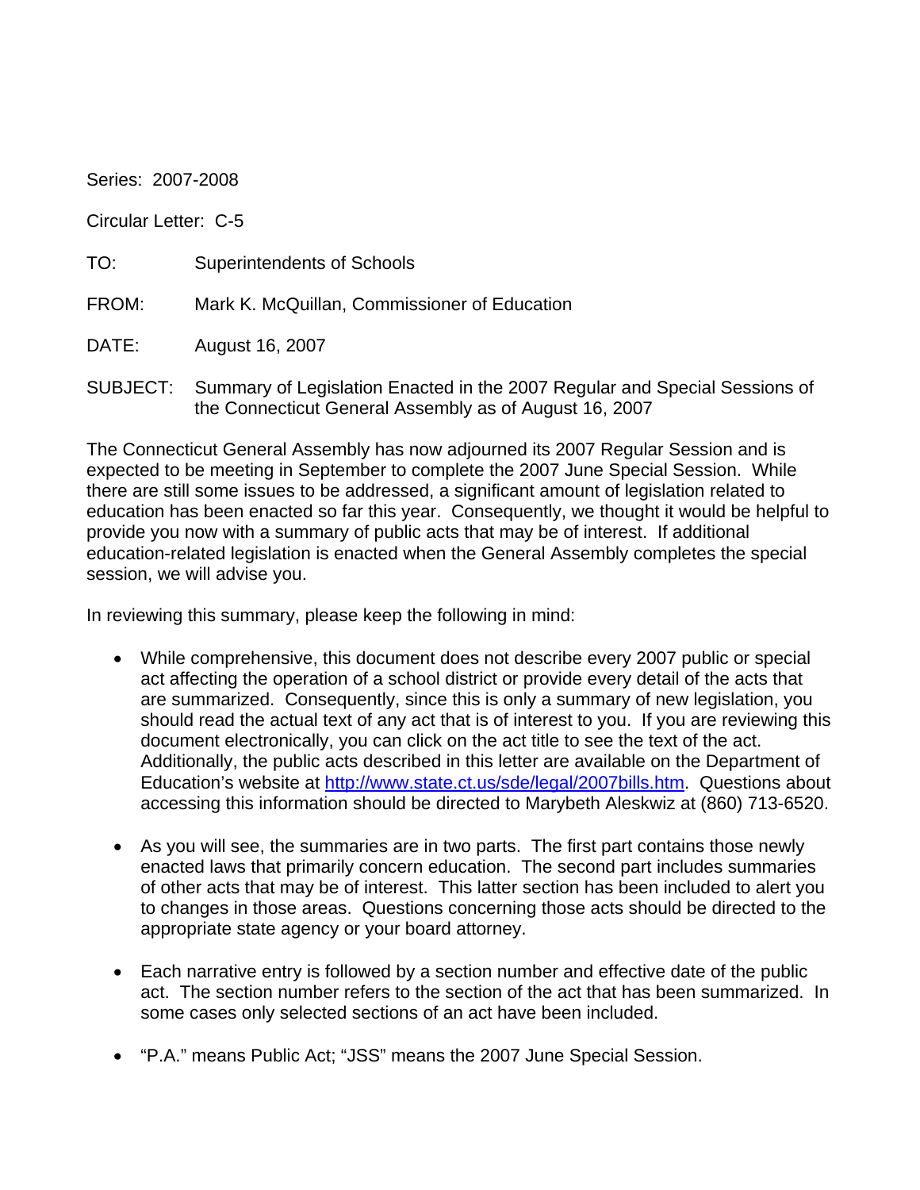Series: 2007-2008

Circular Letter: C-5

TO: Superintendents of Schools

FROM: Mark K. McQuillan, Commissioner of Education

DATE: August 16, 2007

SUBJECT: Summary of Legislation Enacted in the 2007 Regular and Special Sessions of the Connecticut General Assembly as of August 16, 2007

The Connecticut General Assembly has now adjourned its 2007 Regular Session and is expected to be meeting in September to complete the 2007 June Special Session. While there are still some issues to be addressed, a significant amount of legislation related to education has been enacted so far this year. Consequently, we thought it would be helpful to provide you now with a summary of public acts that may be of interest. If additional education-related legislation is enacted when the General Assembly completes the special session, we will advise you.

In reviewing this summary, please keep the following in mind:

- While comprehensive, this document does not describe every 2007 public or special act affecting the operation of a school district or provide every detail of the acts that are summarized. Consequently, since this is only a summary of new legislation, you should read the actual text of any act that is of interest to you. If you are reviewing this document electronically, you can click on the act title to see the text of the act. Additionally, the public acts described in this letter are available on the Department of Education's website at http://www.state.ct.us/sde/legal/2007bills.htm. Questions about accessing this information should be directed to Marybeth Aleskwiz at (860) 713-6520.

- As you will see, the summaries are in two parts. The first part contains those newly enacted laws that primarily concern education. The second part includes summaries of other acts that may be of interest. This latter section has been included to alert you to changes in those areas. Questions concerning those acts should be directed to the appropriate state agency or your board attorney.

- Each narrative entry is followed by a section number and effective date of the public act. The section number refers to the section of the act that has been summarized. In some cases only selected sections of an act have been included.

- "P.A." means Public Act; "JSS" means the 2007 June Special Session.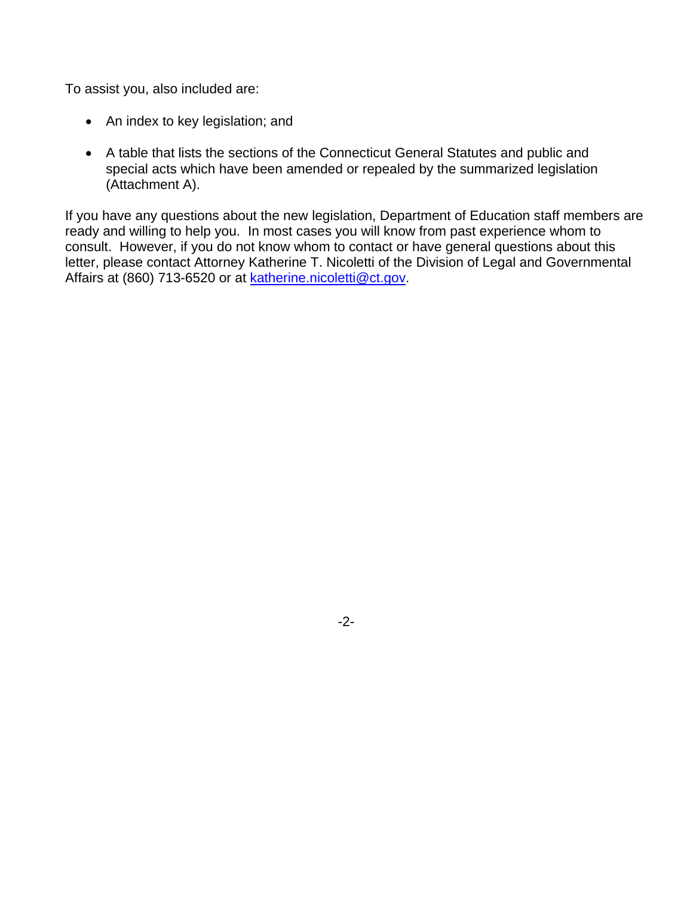To assist you, also included are:

- An index to key legislation; and
- A table that lists the sections of the Connecticut General Statutes and public and special acts which have been amended or repealed by the summarized legislation (Attachment A).

If you have any questions about the new legislation, Department of Education staff members are ready and willing to help you. In most cases you will know from past experience whom to consult. However, if you do not know whom to contact or have general questions about this letter, please contact Attorney Katherine T. Nicoletti of the Division of Legal and Governmental Affairs at (860) 713-6520 or at katherine.nicoletti@ct.gov.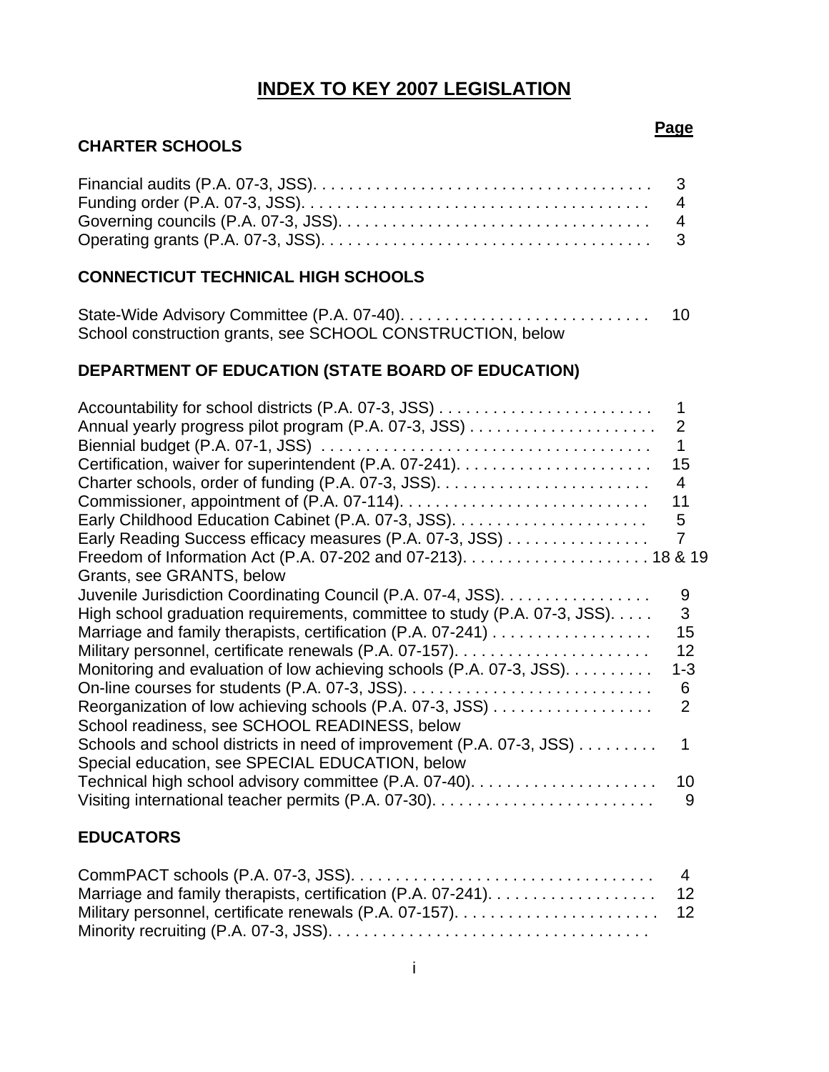# INDEX TO KEY 2007 LEGISLATION

| | Page |
|---|---|
| **CHARTER SCHOOLS** | |
| Financial audits (P.A. 07-3, JSS) | 3 |
| Funding order (P.A. 07-3, JSS) | 4 |
| Governing councils (P.A. 07-3, JSS) | 4 |
| Operating grants (P.A. 07-3, JSS) | 3 |
| **CONNECTICUT TECHNICAL HIGH SCHOOLS** | |
| State-Wide Advisory Committee (P.A. 07-40) | 10 |
| School construction grants, see SCHOOL CONSTRUCTION, below | |
| **DEPARTMENT OF EDUCATION (STATE BOARD OF EDUCATION)** | |
| Accountability for school districts (P.A. 07-3, JSS) | 1 |
| Annual yearly progress pilot program (P.A. 07-3, JSS) | 2 |
| Biennial budget (P.A. 07-1, JSS) | 1 |
| Certification, waiver for superintendent (P.A. 07-241) | 15 |
| Charter schools, order of funding (P.A. 07-3, JSS) | 4 |
| Commissioner, appointment of (P.A. 07-114) | 11 |
| Early Childhood Education Cabinet (P.A. 07-3, JSS) | 5 |
| Early Reading Success efficacy measures (P.A. 07-3, JSS) | 7 |
| Freedom of Information Act (P.A. 07-202 and 07-213) | 18 & 19 |
| Grants, see GRANTS, below | |
| Juvenile Jurisdiction Coordinating Council (P.A. 07-4, JSS) | 9 |
| High school graduation requirements, committee to study (P.A. 07-3, JSS) | 3 |
| Marriage and family therapists, certification (P.A. 07-241) | 15 |
| Military personnel, certificate renewals (P.A. 07-157) | 12 |
| Monitoring and evaluation of low achieving schools (P.A. 07-3, JSS) | 1-3 |
| On-line courses for students (P.A. 07-3, JSS) | 6 |
| Reorganization of low achieving schools (P.A. 07-3, JSS) | 2 |
| School readiness, see SCHOOL READINESS, below | |
| Schools and school districts in need of improvement (P.A. 07-3, JSS) | 1 |
| Special education, see SPECIAL EDUCATION, below | |
| Technical high school advisory committee (P.A. 07-40) | 10 |
| Visiting international teacher permits (P.A. 07-30) | 9 |
| **EDUCATORS** | |
| CommPACT schools (P.A. 07-3, JSS) | 4 |
| Marriage and family therapists, certification (P.A. 07-241) | 12 |
| Military personnel, certificate renewals (P.A. 07-157) | 12 |
| Minority recruiting (P.A. 07-3, JSS) | |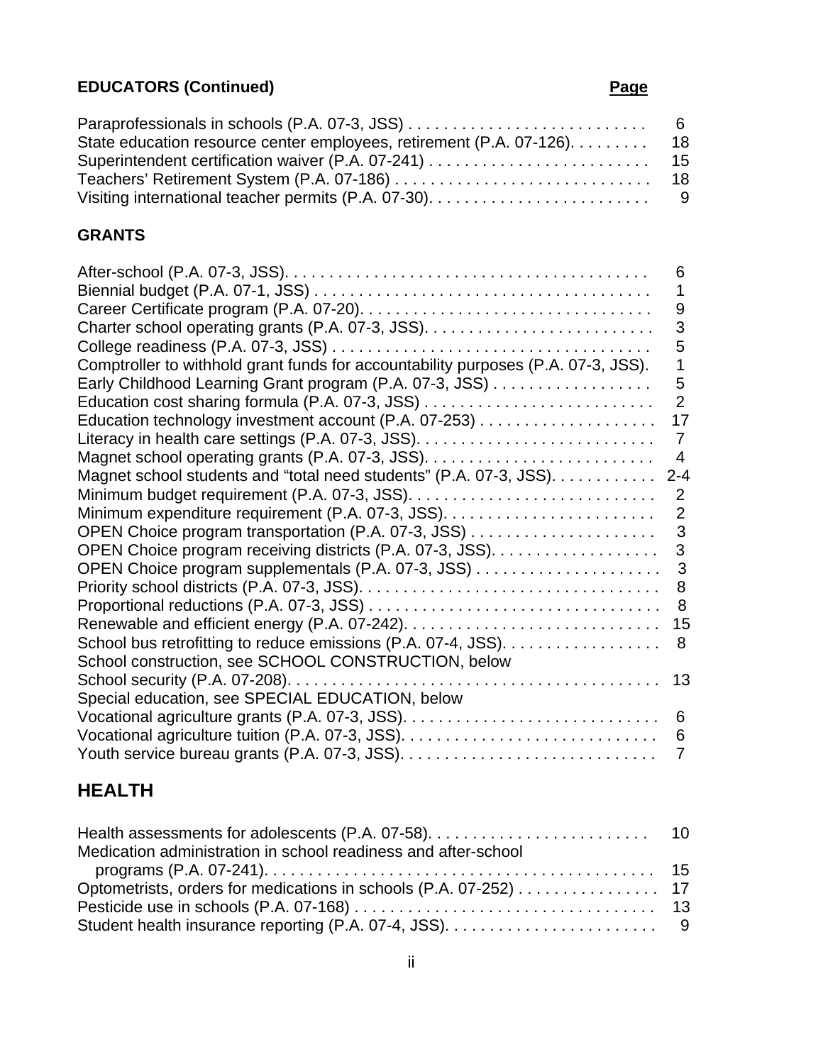**EDUCATORS (Continued)** **Page**

| Entry | Page |
|---|---|
| Paraprofessionals in schools (P.A. 07-3, JSS) | 6 |
| State education resource center employees, retirement (P.A. 07-126) | 18 |
| Superintendent certification waiver (P.A. 07-241) | 15 |
| Teachers' Retirement System (P.A. 07-186) | 18 |
| Visiting international teacher permits (P.A. 07-30) | 9 |

**GRANTS**

| Entry | Page |
|---|---|
| After-school (P.A. 07-3, JSS) | 6 |
| Biennial budget (P.A. 07-1, JSS) | 1 |
| Career Certificate program (P.A. 07-20) | 9 |
| Charter school operating grants (P.A. 07-3, JSS) | 3 |
| College readiness (P.A. 07-3, JSS) | 5 |
| Comptroller to withhold grant funds for accountability purposes (P.A. 07-3, JSS) | 1 |
| Early Childhood Learning Grant program (P.A. 07-3, JSS) | 5 |
| Education cost sharing formula (P.A. 07-3, JSS) | 2 |
| Education technology investment account (P.A. 07-253) | 17 |
| Literacy in health care settings (P.A. 07-3, JSS) | 7 |
| Magnet school operating grants (P.A. 07-3, JSS) | 4 |
| Magnet school students and "total need students" (P.A. 07-3, JSS) | 2-4 |
| Minimum budget requirement (P.A. 07-3, JSS) | 2 |
| Minimum expenditure requirement (P.A. 07-3, JSS) | 2 |
| OPEN Choice program transportation (P.A. 07-3, JSS) | 3 |
| OPEN Choice program receiving districts (P.A. 07-3, JSS) | 3 |
| OPEN Choice program supplementals (P.A. 07-3, JSS) | 3 |
| Priority school districts (P.A. 07-3, JSS) | 8 |
| Proportional reductions (P.A. 07-3, JSS) | 8 |
| Renewable and efficient energy (P.A. 07-242) | 15 |
| School bus retrofitting to reduce emissions (P.A. 07-4, JSS) | 8 |
| School construction, see SCHOOL CONSTRUCTION, below | |
| School security (P.A. 07-208) | 13 |
| Special education, see SPECIAL EDUCATION, below | |
| Vocational agriculture grants (P.A. 07-3, JSS) | 6 |
| Vocational agriculture tuition (P.A. 07-3, JSS) | 6 |
| Youth service bureau grants (P.A. 07-3, JSS) | 7 |

## HEALTH

| Entry | Page |
|---|---|
| Health assessments for adolescents (P.A. 07-58) | 10 |
| Medication administration in school readiness and after-school programs (P.A. 07-241) | 15 |
| Optometrists, orders for medications in schools (P.A. 07-252) | 17 |
| Pesticide use in schools (P.A. 07-168) | 13 |
| Student health insurance reporting (P.A. 07-4, JSS) | 9 |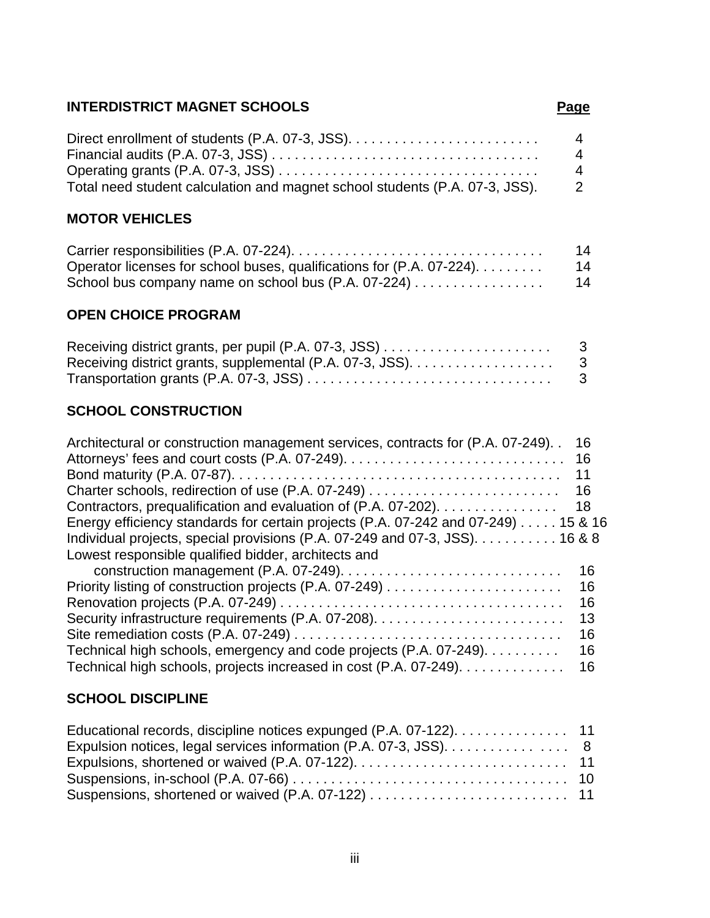## INTERDISTRICT MAGNET SCHOOLS

| | Page |
|---|---|
| Direct enrollment of students (P.A. 07-3, JSS) | 4 |
| Financial audits (P.A. 07-3, JSS) | 4 |
| Operating grants (P.A. 07-3, JSS) | 4 |
| Total need student calculation and magnet school students (P.A. 07-3, JSS). | 2 |

## MOTOR VEHICLES

| | |
|---|---|
| Carrier responsibilities (P.A. 07-224) | 14 |
| Operator licenses for school buses, qualifications for (P.A. 07-224) | 14 |
| School bus company name on school bus (P.A. 07-224) | 14 |

## OPEN CHOICE PROGRAM

| | |
|---|---|
| Receiving district grants, per pupil (P.A. 07-3, JSS) | 3 |
| Receiving district grants, supplemental (P.A. 07-3, JSS) | 3 |
| Transportation grants (P.A. 07-3, JSS) | 3 |

## SCHOOL CONSTRUCTION

| | |
|---|---|
| Architectural or construction management services, contracts for (P.A. 07-249) | 16 |
| Attorneys' fees and court costs (P.A. 07-249) | 16 |
| Bond maturity (P.A. 07-87) | 11 |
| Charter schools, redirection of use (P.A. 07-249) | 16 |
| Contractors, prequalification and evaluation of (P.A. 07-202) | 18 |
| Energy efficiency standards for certain projects (P.A. 07-242 and 07-249) | 15 & 16 |
| Individual projects, special provisions (P.A. 07-249 and 07-3, JSS) | 16 & 8 |
| Lowest responsible qualified bidder, architects and construction management (P.A. 07-249) | 16 |
| Priority listing of construction projects (P.A. 07-249) | 16 |
| Renovation projects (P.A. 07-249) | 16 |
| Security infrastructure requirements (P.A. 07-208) | 13 |
| Site remediation costs (P.A. 07-249) | 16 |
| Technical high schools, emergency and code projects (P.A. 07-249) | 16 |
| Technical high schools, projects increased in cost (P.A. 07-249) | 16 |

## SCHOOL DISCIPLINE

| | |
|---|---|
| Educational records, discipline notices expunged (P.A. 07-122) | 11 |
| Expulsion notices, legal services information (P.A. 07-3, JSS) | 8 |
| Expulsions, shortened or waived (P.A. 07-122) | 11 |
| Suspensions, in-school (P.A. 07-66) | 10 |
| Suspensions, shortened or waived (P.A. 07-122) | 11 |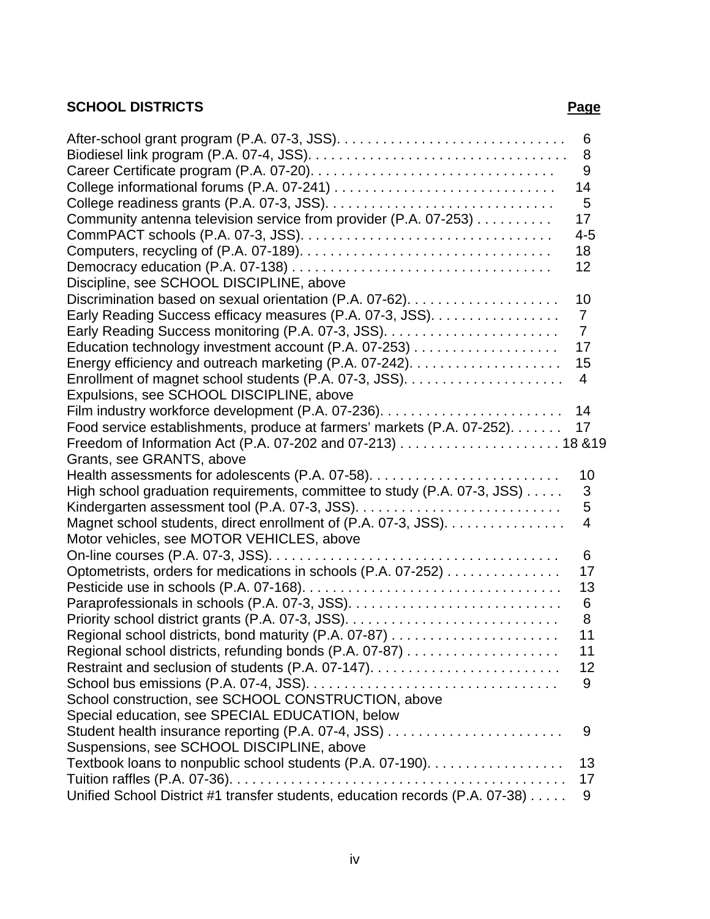**SCHOOL DISTRICTS** **Page**

| Entry | Page |
| --- | --- |
| After-school grant program (P.A. 07-3, JSS) | 6 |
| Biodiesel link program (P.A. 07-4, JSS) | 8 |
| Career Certificate program (P.A. 07-20) | 9 |
| College informational forums (P.A. 07-241) | 14 |
| College readiness grants (P.A. 07-3, JSS) | 5 |
| Community antenna television service from provider (P.A. 07-253) | 17 |
| CommPACT schools (P.A. 07-3, JSS) | 4-5 |
| Computers, recycling of (P.A. 07-189) | 18 |
| Democracy education (P.A. 07-138) | 12 |
| Discipline, see SCHOOL DISCIPLINE, above | |
| Discrimination based on sexual orientation (P.A. 07-62) | 10 |
| Early Reading Success efficacy measures (P.A. 07-3, JSS) | 7 |
| Early Reading Success monitoring (P.A. 07-3, JSS) | 7 |
| Education technology investment account (P.A. 07-253) | 17 |
| Energy efficiency and outreach marketing (P.A. 07-242) | 15 |
| Enrollment of magnet school students (P.A. 07-3, JSS) | 4 |
| Expulsions, see SCHOOL DISCIPLINE, above | |
| Film industry workforce development (P.A. 07-236) | 14 |
| Food service establishments, produce at farmers' markets (P.A. 07-252) | 17 |
| Freedom of Information Act (P.A. 07-202 and 07-213) | 18 &19 |
| Grants, see GRANTS, above | |
| Health assessments for adolescents (P.A. 07-58) | 10 |
| High school graduation requirements, committee to study (P.A. 07-3, JSS) | 3 |
| Kindergarten assessment tool (P.A. 07-3, JSS) | 5 |
| Magnet school students, direct enrollment of (P.A. 07-3, JSS) | 4 |
| Motor vehicles, see MOTOR VEHICLES, above | |
| On-line courses (P.A. 07-3, JSS) | 6 |
| Optometrists, orders for medications in schools (P.A. 07-252) | 17 |
| Pesticide use in schools (P.A. 07-168) | 13 |
| Paraprofessionals in schools (P.A. 07-3, JSS) | 6 |
| Priority school district grants (P.A. 07-3, JSS) | 8 |
| Regional school districts, bond maturity (P.A. 07-87) | 11 |
| Regional school districts, refunding bonds (P.A. 07-87) | 11 |
| Restraint and seclusion of students (P.A. 07-147) | 12 |
| School bus emissions (P.A. 07-4, JSS) | 9 |
| School construction, see SCHOOL CONSTRUCTION, above | |
| Special education, see SPECIAL EDUCATION, below | |
| Student health insurance reporting (P.A. 07-4, JSS) | 9 |
| Suspensions, see SCHOOL DISCIPLINE, above | |
| Textbook loans to nonpublic school students (P.A. 07-190) | 13 |
| Tuition raffles (P.A. 07-36) | 17 |
| Unified School District #1 transfer students, education records (P.A. 07-38) | 9 |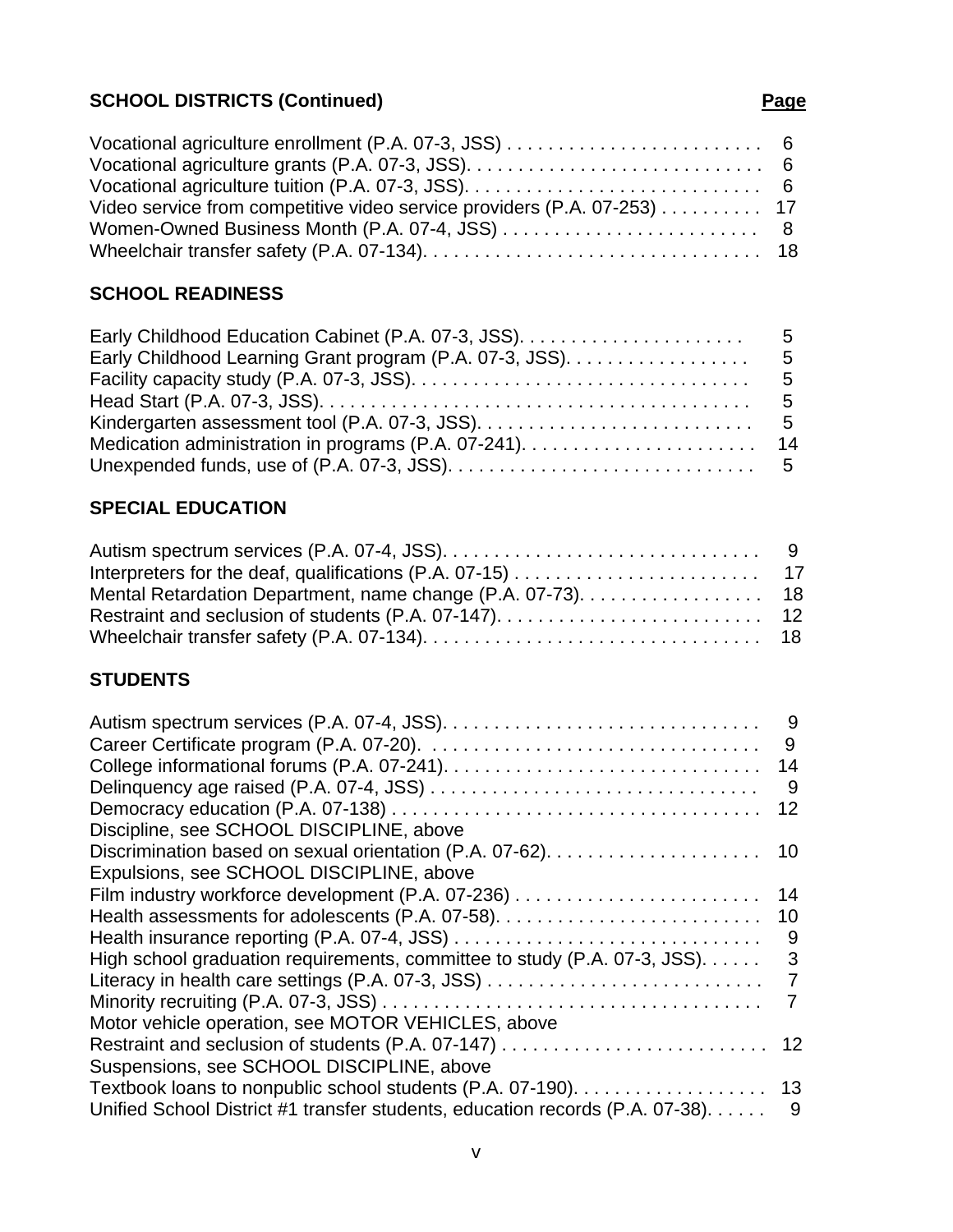**SCHOOL DISTRICTS (Continued)** **Page**

Vocational agriculture enrollment (P.A. 07-3, JSS) . . . . . . . . . . . . . . . . . . . . . . . . . 6
Vocational agriculture grants (P.A. 07-3, JSS). . . . . . . . . . . . . . . . . . . . . . . . . . . . . 6
Vocational agriculture tuition (P.A. 07-3, JSS). . . . . . . . . . . . . . . . . . . . . . . . . . . . . 6
Video service from competitive video service providers (P.A. 07-253) . . . . . . . . . . 17
Women-Owned Business Month (P.A. 07-4, JSS) . . . . . . . . . . . . . . . . . . . . . . . . . 8
Wheelchair transfer safety (P.A. 07-134). . . . . . . . . . . . . . . . . . . . . . . . . . . . . . . . . 18

## SCHOOL READINESS

Early Childhood Education Cabinet (P.A. 07-3, JSS). . . . . . . . . . . . . . . . . . . . . . 5
Early Childhood Learning Grant program (P.A. 07-3, JSS). . . . . . . . . . . . . . . . . . 5
Facility capacity study (P.A. 07-3, JSS). . . . . . . . . . . . . . . . . . . . . . . . . . . . . . . . . 5
Head Start (P.A. 07-3, JSS). . . . . . . . . . . . . . . . . . . . . . . . . . . . . . . . . . . . . . . . . . 5
Kindergarten assessment tool (P.A. 07-3, JSS). . . . . . . . . . . . . . . . . . . . . . . . . . . 5
Medication administration in programs (P.A. 07-241). . . . . . . . . . . . . . . . . . . . . . . 14
Unexpended funds, use of (P.A. 07-3, JSS). . . . . . . . . . . . . . . . . . . . . . . . . . . . . . 5

## SPECIAL EDUCATION

Autism spectrum services (P.A. 07-4, JSS). . . . . . . . . . . . . . . . . . . . . . . . . . . . . . . 9
Interpreters for the deaf, qualifications (P.A. 07-15) . . . . . . . . . . . . . . . . . . . . . . . . 17
Mental Retardation Department, name change (P.A. 07-73). . . . . . . . . . . . . . . . . . 18
Restraint and seclusion of students (P.A. 07-147). . . . . . . . . . . . . . . . . . . . . . . . . . 12
Wheelchair transfer safety (P.A. 07-134). . . . . . . . . . . . . . . . . . . . . . . . . . . . . . . . . 18

## STUDENTS

Autism spectrum services (P.A. 07-4, JSS). . . . . . . . . . . . . . . . . . . . . . . . . . . . . . . 9
Career Certificate program (P.A. 07-20). . . . . . . . . . . . . . . . . . . . . . . . . . . . . . . . . 9
College informational forums (P.A. 07-241). . . . . . . . . . . . . . . . . . . . . . . . . . . . . . . 14
Delinquency age raised (P.A. 07-4, JSS) . . . . . . . . . . . . . . . . . . . . . . . . . . . . . . . . 9
Democracy education (P.A. 07-138) . . . . . . . . . . . . . . . . . . . . . . . . . . . . . . . . . . . . 12
Discipline, see SCHOOL DISCIPLINE, above
Discrimination based on sexual orientation (P.A. 07-62). . . . . . . . . . . . . . . . . . . . . 10
Expulsions, see SCHOOL DISCIPLINE, above
Film industry workforce development (P.A. 07-236) . . . . . . . . . . . . . . . . . . . . . . . . 14
Health assessments for adolescents (P.A. 07-58). . . . . . . . . . . . . . . . . . . . . . . . . . 10
Health insurance reporting (P.A. 07-4, JSS) . . . . . . . . . . . . . . . . . . . . . . . . . . . . . . 9
High school graduation requirements, committee to study (P.A. 07-3, JSS). . . . . . 3
Literacy in health care settings (P.A. 07-3, JSS) . . . . . . . . . . . . . . . . . . . . . . . . . . . 7
Minority recruiting (P.A. 07-3, JSS) . . . . . . . . . . . . . . . . . . . . . . . . . . . . . . . . . . . . . 7
Motor vehicle operation, see MOTOR VEHICLES, above
Restraint and seclusion of students (P.A. 07-147) . . . . . . . . . . . . . . . . . . . . . . . . . . 12
Suspensions, see SCHOOL DISCIPLINE, above
Textbook loans to nonpublic school students (P.A. 07-190). . . . . . . . . . . . . . . . . . . 13
Unified School District #1 transfer students, education records (P.A. 07-38). . . . . . 9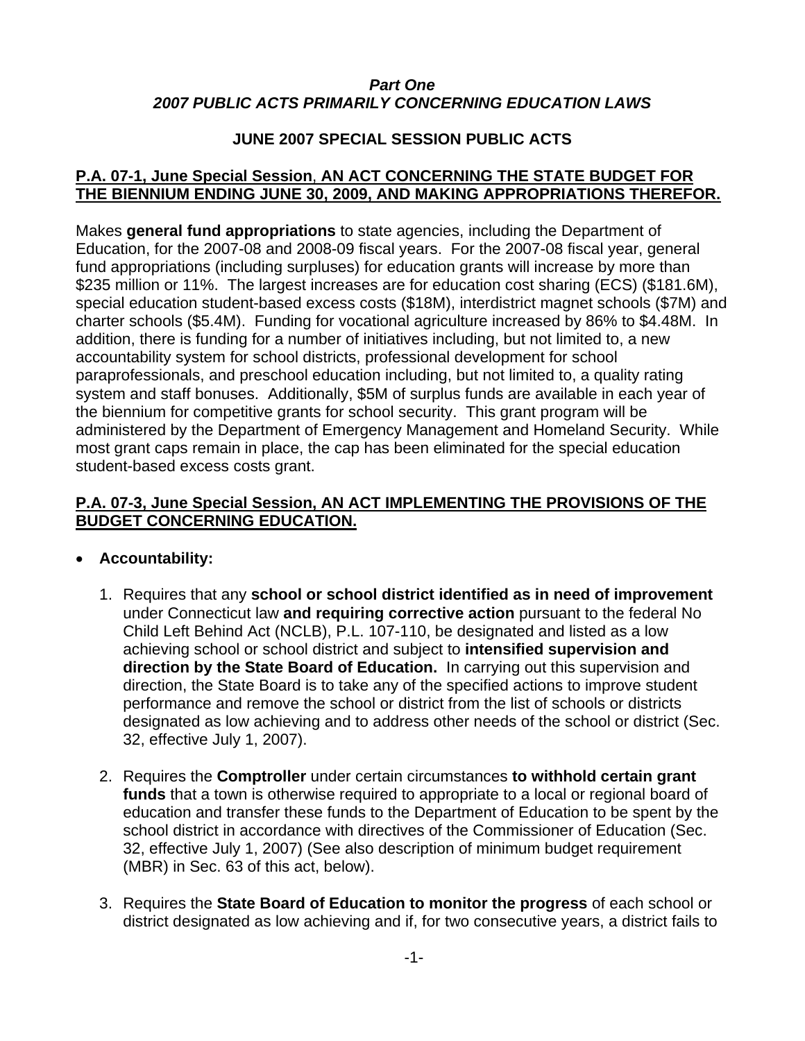### *Part One*
### *2007 PUBLIC ACTS PRIMARILY CONCERNING EDUCATION LAWS*

## JUNE 2007 SPECIAL SESSION PUBLIC ACTS

### P.A. 07-1, June Special Session, AN ACT CONCERNING THE STATE BUDGET FOR THE BIENNIUM ENDING JUNE 30, 2009, AND MAKING APPROPRIATIONS THEREFOR.

Makes **general fund appropriations** to state agencies, including the Department of Education, for the 2007-08 and 2008-09 fiscal years. For the 2007-08 fiscal year, general fund appropriations (including surpluses) for education grants will increase by more than $235 million or 11%. The largest increases are for education cost sharing (ECS) ($181.6M), special education student-based excess costs ($18M), interdistrict magnet schools ($7M) and charter schools ($5.4M). Funding for vocational agriculture increased by 86% to $4.48M. In addition, there is funding for a number of initiatives including, but not limited to, a new accountability system for school districts, professional development for school paraprofessionals, and preschool education including, but not limited to, a quality rating system and staff bonuses. Additionally, $5M of surplus funds are available in each year of the biennium for competitive grants for school security. This grant program will be administered by the Department of Emergency Management and Homeland Security. While most grant caps remain in place, the cap has been eliminated for the special education student-based excess costs grant.

### P.A. 07-3, June Special Session, AN ACT IMPLEMENTING THE PROVISIONS OF THE BUDGET CONCERNING EDUCATION.

- **Accountability:**

  1. Requires that any **school or school district identified as in need of improvement** under Connecticut law **and requiring corrective action** pursuant to the federal No Child Left Behind Act (NCLB), P.L. 107-110, be designated and listed as a low achieving school or school district and subject to **intensified supervision and direction by the State Board of Education.** In carrying out this supervision and direction, the State Board is to take any of the specified actions to improve student performance and remove the school or district from the list of schools or districts designated as low achieving and to address other needs of the school or district (Sec. 32, effective July 1, 2007).

  2. Requires the **Comptroller** under certain circumstances **to withhold certain grant funds** that a town is otherwise required to appropriate to a local or regional board of education and transfer these funds to the Department of Education to be spent by the school district in accordance with directives of the Commissioner of Education (Sec. 32, effective July 1, 2007) (See also description of minimum budget requirement (MBR) in Sec. 63 of this act, below).

  3. Requires the **State Board of Education to monitor the progress** of each school or district designated as low achieving and if, for two consecutive years, a district fails to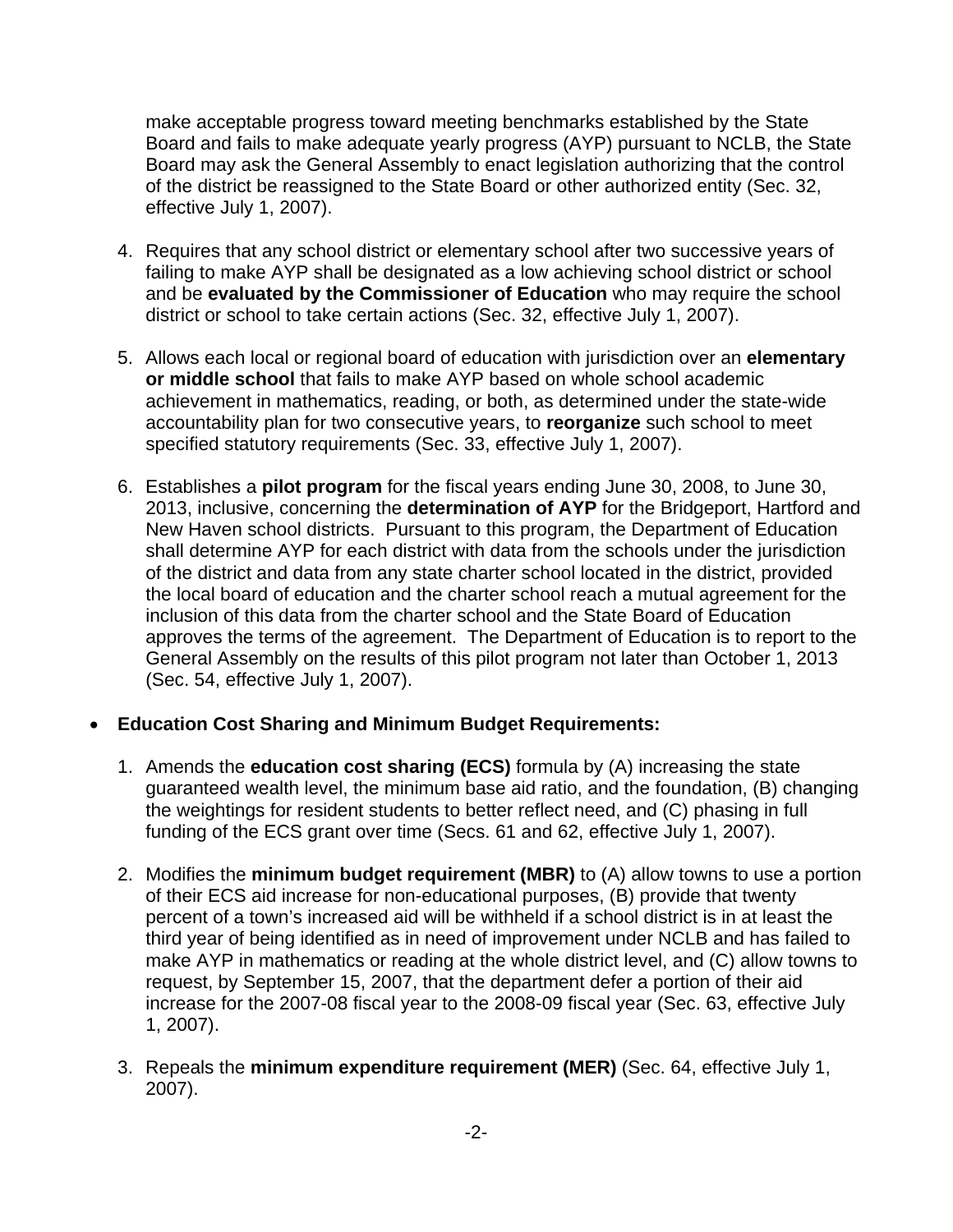make acceptable progress toward meeting benchmarks established by the State Board and fails to make adequate yearly progress (AYP) pursuant to NCLB, the State Board may ask the General Assembly to enact legislation authorizing that the control of the district be reassigned to the State Board or other authorized entity (Sec. 32, effective July 1, 2007).

4. Requires that any school district or elementary school after two successive years of failing to make AYP shall be designated as a low achieving school district or school and be **evaluated by the Commissioner of Education** who may require the school district or school to take certain actions (Sec. 32, effective July 1, 2007).

5. Allows each local or regional board of education with jurisdiction over an **elementary or middle school** that fails to make AYP based on whole school academic achievement in mathematics, reading, or both, as determined under the state-wide accountability plan for two consecutive years, to **reorganize** such school to meet specified statutory requirements (Sec. 33, effective July 1, 2007).

6. Establishes a **pilot program** for the fiscal years ending June 30, 2008, to June 30, 2013, inclusive, concerning the **determination of AYP** for the Bridgeport, Hartford and New Haven school districts. Pursuant to this program, the Department of Education shall determine AYP for each district with data from the schools under the jurisdiction of the district and data from any state charter school located in the district, provided the local board of education and the charter school reach a mutual agreement for the inclusion of this data from the charter school and the State Board of Education approves the terms of the agreement. The Department of Education is to report to the General Assembly on the results of this pilot program not later than October 1, 2013 (Sec. 54, effective July 1, 2007).

- **Education Cost Sharing and Minimum Budget Requirements:**

  1. Amends the **education cost sharing (ECS)** formula by (A) increasing the state guaranteed wealth level, the minimum base aid ratio, and the foundation, (B) changing the weightings for resident students to better reflect need, and (C) phasing in full funding of the ECS grant over time (Secs. 61 and 62, effective July 1, 2007).

  2. Modifies the **minimum budget requirement (MBR)** to (A) allow towns to use a portion of their ECS aid increase for non-educational purposes, (B) provide that twenty percent of a town's increased aid will be withheld if a school district is in at least the third year of being identified as in need of improvement under NCLB and has failed to make AYP in mathematics or reading at the whole district level, and (C) allow towns to request, by September 15, 2007, that the department defer a portion of their aid increase for the 2007-08 fiscal year to the 2008-09 fiscal year (Sec. 63, effective July 1, 2007).

  3. Repeals the **minimum expenditure requirement (MER)** (Sec. 64, effective July 1, 2007).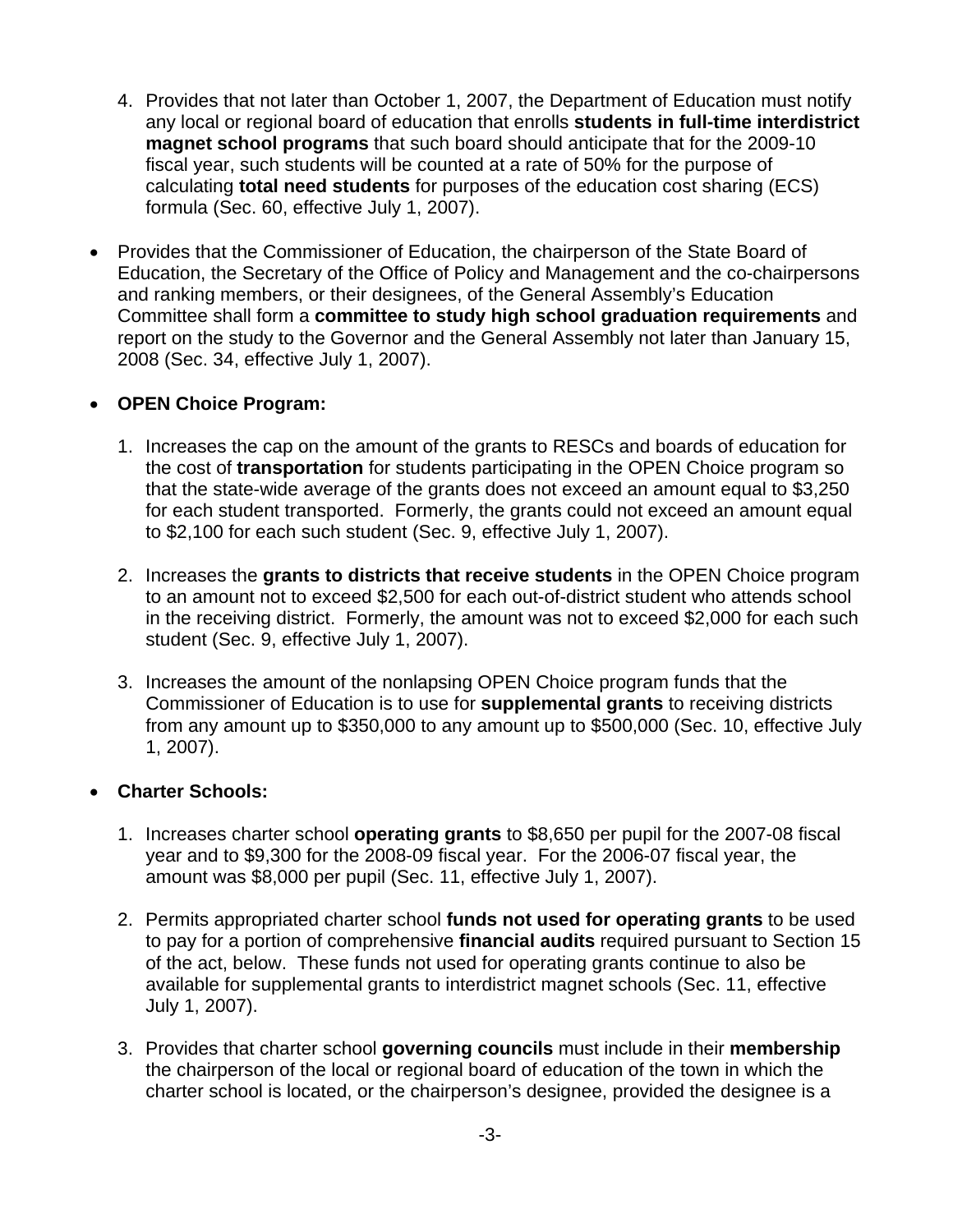4. Provides that not later than October 1, 2007, the Department of Education must notify any local or regional board of education that enrolls **students in full-time interdistrict magnet school programs** that such board should anticipate that for the 2009-10 fiscal year, such students will be counted at a rate of 50% for the purpose of calculating **total need students** for purposes of the education cost sharing (ECS) formula (Sec. 60, effective July 1, 2007).

- Provides that the Commissioner of Education, the chairperson of the State Board of Education, the Secretary of the Office of Policy and Management and the co-chairpersons and ranking members, or their designees, of the General Assembly's Education Committee shall form a **committee to study high school graduation requirements** and report on the study to the Governor and the General Assembly not later than January 15, 2008 (Sec. 34, effective July 1, 2007).

- **OPEN Choice Program:**

  1. Increases the cap on the amount of the grants to RESCs and boards of education for the cost of **transportation** for students participating in the OPEN Choice program so that the state-wide average of the grants does not exceed an amount equal to $3,250 for each student transported. Formerly, the grants could not exceed an amount equal to $2,100 for each such student (Sec. 9, effective July 1, 2007).

  2. Increases the **grants to districts that receive students** in the OPEN Choice program to an amount not to exceed $2,500 for each out-of-district student who attends school in the receiving district. Formerly, the amount was not to exceed $2,000 for each such student (Sec. 9, effective July 1, 2007).

  3. Increases the amount of the nonlapsing OPEN Choice program funds that the Commissioner of Education is to use for **supplemental grants** to receiving districts from any amount up to $350,000 to any amount up to $500,000 (Sec. 10, effective July 1, 2007).

- **Charter Schools:**

  1. Increases charter school **operating grants** to $8,650 per pupil for the 2007-08 fiscal year and to $9,300 for the 2008-09 fiscal year. For the 2006-07 fiscal year, the amount was $8,000 per pupil (Sec. 11, effective July 1, 2007).

  2. Permits appropriated charter school **funds not used for operating grants** to be used to pay for a portion of comprehensive **financial audits** required pursuant to Section 15 of the act, below. These funds not used for operating grants continue to also be available for supplemental grants to interdistrict magnet schools (Sec. 11, effective July 1, 2007).

  3. Provides that charter school **governing councils** must include in their **membership** the chairperson of the local or regional board of education of the town in which the charter school is located, or the chairperson's designee, provided the designee is a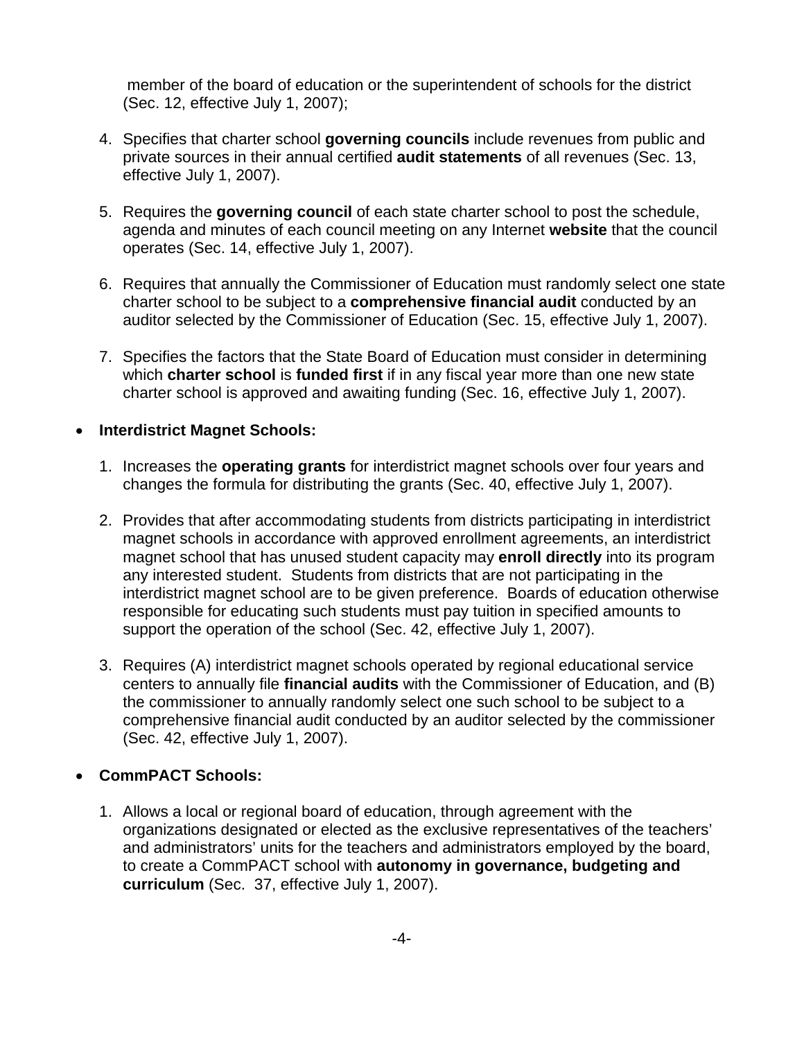member of the board of education or the superintendent of schools for the district (Sec. 12, effective July 1, 2007);

4. Specifies that charter school **governing councils** include revenues from public and private sources in their annual certified **audit statements** of all revenues (Sec. 13, effective July 1, 2007).

5. Requires the **governing council** of each state charter school to post the schedule, agenda and minutes of each council meeting on any Internet **website** that the council operates (Sec. 14, effective July 1, 2007).

6. Requires that annually the Commissioner of Education must randomly select one state charter school to be subject to a **comprehensive financial audit** conducted by an auditor selected by the Commissioner of Education (Sec. 15, effective July 1, 2007).

7. Specifies the factors that the State Board of Education must consider in determining which **charter school** is **funded first** if in any fiscal year more than one new state charter school is approved and awaiting funding (Sec. 16, effective July 1, 2007).

- **Interdistrict Magnet Schools:**

1. Increases the **operating grants** for interdistrict magnet schools over four years and changes the formula for distributing the grants (Sec. 40, effective July 1, 2007).

2. Provides that after accommodating students from districts participating in interdistrict magnet schools in accordance with approved enrollment agreements, an interdistrict magnet school that has unused student capacity may **enroll directly** into its program any interested student. Students from districts that are not participating in the interdistrict magnet school are to be given preference. Boards of education otherwise responsible for educating such students must pay tuition in specified amounts to support the operation of the school (Sec. 42, effective July 1, 2007).

3. Requires (A) interdistrict magnet schools operated by regional educational service centers to annually file **financial audits** with the Commissioner of Education, and (B) the commissioner to annually randomly select one such school to be subject to a comprehensive financial audit conducted by an auditor selected by the commissioner (Sec. 42, effective July 1, 2007).

- **CommPACT Schools:**

1. Allows a local or regional board of education, through agreement with the organizations designated or elected as the exclusive representatives of the teachers' and administrators' units for the teachers and administrators employed by the board, to create a CommPACT school with **autonomy in governance, budgeting and curriculum** (Sec. 37, effective July 1, 2007).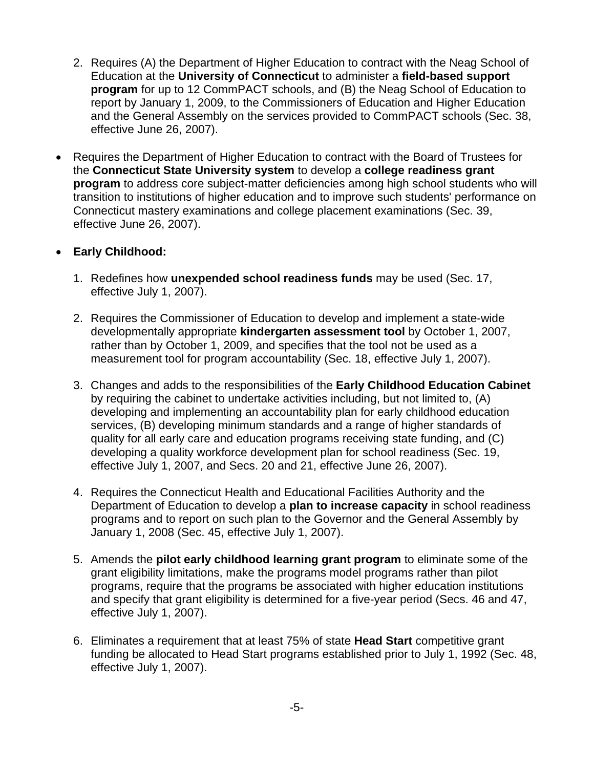2. Requires (A) the Department of Higher Education to contract with the Neag School of Education at the **University of Connecticut** to administer a **field-based support program** for up to 12 CommPACT schools, and (B) the Neag School of Education to report by January 1, 2009, to the Commissioners of Education and Higher Education and the General Assembly on the services provided to CommPACT schools (Sec. 38, effective June 26, 2007).

- Requires the Department of Higher Education to contract with the Board of Trustees for the **Connecticut State University system** to develop a **college readiness grant program** to address core subject-matter deficiencies among high school students who will transition to institutions of higher education and to improve such students' performance on Connecticut mastery examinations and college placement examinations (Sec. 39, effective June 26, 2007).

- **Early Childhood:**

   1. Redefines how **unexpended school readiness funds** may be used (Sec. 17, effective July 1, 2007).

   2. Requires the Commissioner of Education to develop and implement a state-wide developmentally appropriate **kindergarten assessment tool** by October 1, 2007, rather than by October 1, 2009, and specifies that the tool not be used as a measurement tool for program accountability (Sec. 18, effective July 1, 2007).

   3. Changes and adds to the responsibilities of the **Early Childhood Education Cabinet** by requiring the cabinet to undertake activities including, but not limited to, (A) developing and implementing an accountability plan for early childhood education services, (B) developing minimum standards and a range of higher standards of quality for all early care and education programs receiving state funding, and (C) developing a quality workforce development plan for school readiness (Sec. 19, effective July 1, 2007, and Secs. 20 and 21, effective June 26, 2007).

   4. Requires the Connecticut Health and Educational Facilities Authority and the Department of Education to develop a **plan to increase capacity** in school readiness programs and to report on such plan to the Governor and the General Assembly by January 1, 2008 (Sec. 45, effective July 1, 2007).

   5. Amends the **pilot early childhood learning grant program** to eliminate some of the grant eligibility limitations, make the programs model programs rather than pilot programs, require that the programs be associated with higher education institutions and specify that grant eligibility is determined for a five-year period (Secs. 46 and 47, effective July 1, 2007).

   6. Eliminates a requirement that at least 75% of state **Head Start** competitive grant funding be allocated to Head Start programs established prior to July 1, 1992 (Sec. 48, effective July 1, 2007).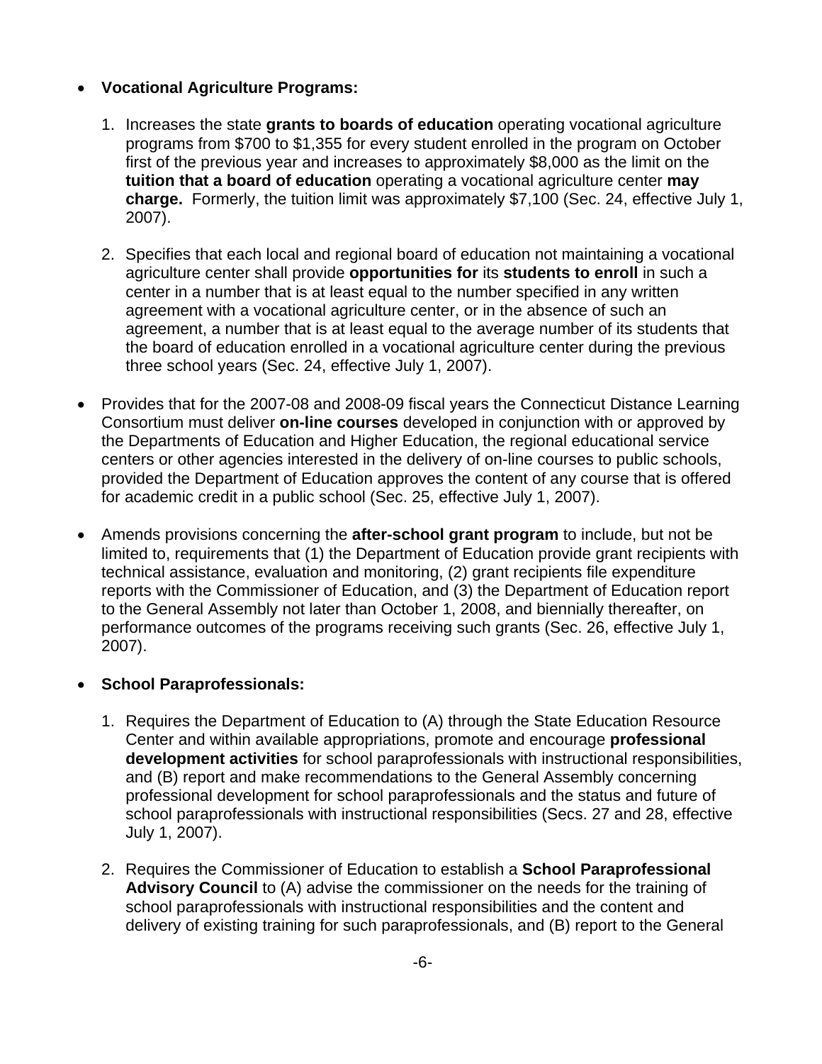- **Vocational Agriculture Programs:**

    1. Increases the state **grants to boards of education** operating vocational agriculture programs from $700 to $1,355 for every student enrolled in the program on October first of the previous year and increases to approximately $8,000 as the limit on the **tuition that a board of education** operating a vocational agriculture center **may charge.** Formerly, the tuition limit was approximately $7,100 (Sec. 24, effective July 1, 2007).

    2. Specifies that each local and regional board of education not maintaining a vocational agriculture center shall provide **opportunities for** its **students to enroll** in such a center in a number that is at least equal to the number specified in any written agreement with a vocational agriculture center, or in the absence of such an agreement, a number that is at least equal to the average number of its students that the board of education enrolled in a vocational agriculture center during the previous three school years (Sec. 24, effective July 1, 2007).

- Provides that for the 2007-08 and 2008-09 fiscal years the Connecticut Distance Learning Consortium must deliver **on-line courses** developed in conjunction with or approved by the Departments of Education and Higher Education, the regional educational service centers or other agencies interested in the delivery of on-line courses to public schools, provided the Department of Education approves the content of any course that is offered for academic credit in a public school (Sec. 25, effective July 1, 2007).

- Amends provisions concerning the **after-school grant program** to include, but not be limited to, requirements that (1) the Department of Education provide grant recipients with technical assistance, evaluation and monitoring, (2) grant recipients file expenditure reports with the Commissioner of Education, and (3) the Department of Education report to the General Assembly not later than October 1, 2008, and biennially thereafter, on performance outcomes of the programs receiving such grants (Sec. 26, effective July 1, 2007).

- **School Paraprofessionals:**

    1. Requires the Department of Education to (A) through the State Education Resource Center and within available appropriations, promote and encourage **professional development activities** for school paraprofessionals with instructional responsibilities, and (B) report and make recommendations to the General Assembly concerning professional development for school paraprofessionals and the status and future of school paraprofessionals with instructional responsibilities (Secs. 27 and 28, effective July 1, 2007).

    2. Requires the Commissioner of Education to establish a **School Paraprofessional Advisory Council** to (A) advise the commissioner on the needs for the training of school paraprofessionals with instructional responsibilities and the content and delivery of existing training for such paraprofessionals, and (B) report to the General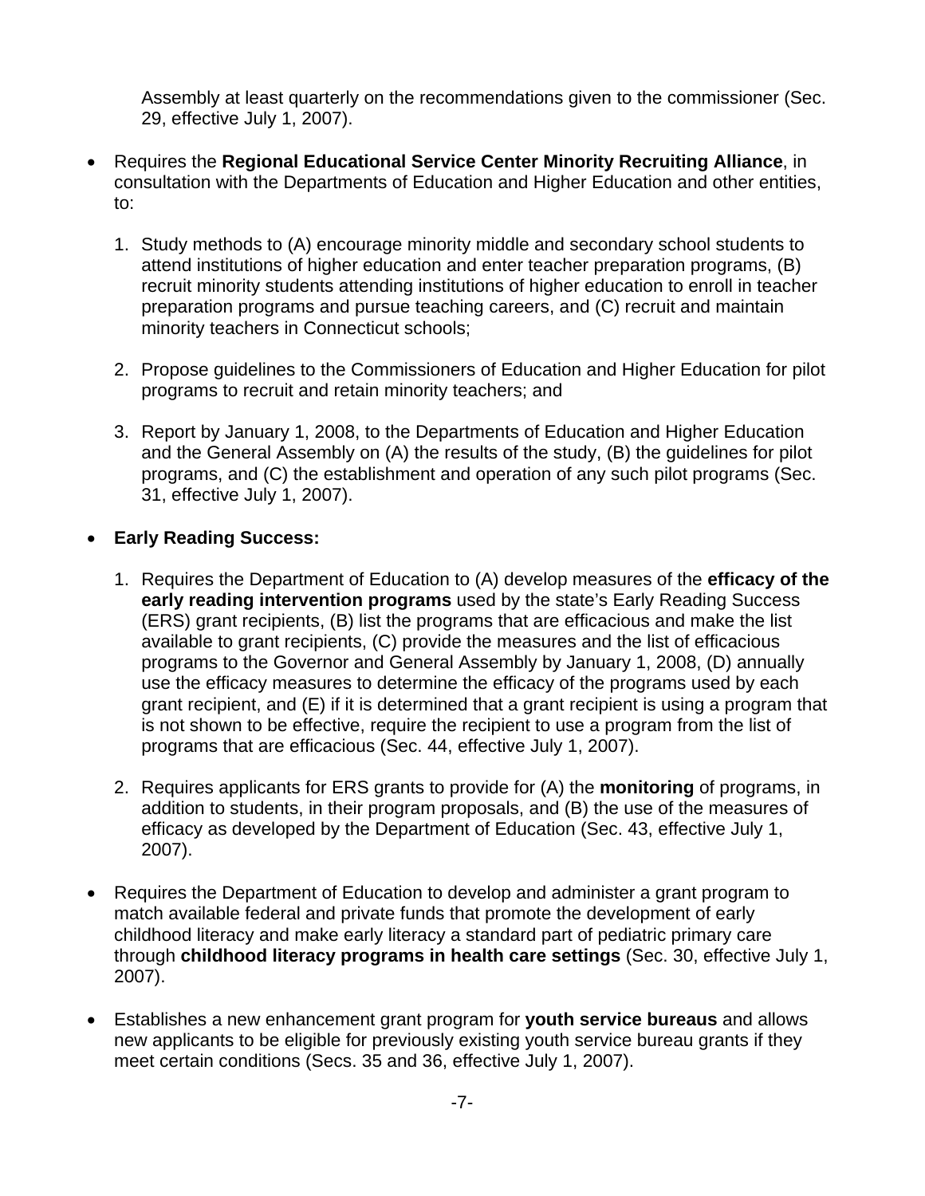Assembly at least quarterly on the recommendations given to the commissioner (Sec. 29, effective July 1, 2007).

- Requires the **Regional Educational Service Center Minority Recruiting Alliance**, in consultation with the Departments of Education and Higher Education and other entities, to:

    1. Study methods to (A) encourage minority middle and secondary school students to attend institutions of higher education and enter teacher preparation programs, (B) recruit minority students attending institutions of higher education to enroll in teacher preparation programs and pursue teaching careers, and (C) recruit and maintain minority teachers in Connecticut schools;

    2. Propose guidelines to the Commissioners of Education and Higher Education for pilot programs to recruit and retain minority teachers; and

    3. Report by January 1, 2008, to the Departments of Education and Higher Education and the General Assembly on (A) the results of the study, (B) the guidelines for pilot programs, and (C) the establishment and operation of any such pilot programs (Sec. 31, effective July 1, 2007).

- **Early Reading Success:**

    1. Requires the Department of Education to (A) develop measures of the **efficacy of the early reading intervention programs** used by the state's Early Reading Success (ERS) grant recipients, (B) list the programs that are efficacious and make the list available to grant recipients, (C) provide the measures and the list of efficacious programs to the Governor and General Assembly by January 1, 2008, (D) annually use the efficacy measures to determine the efficacy of the programs used by each grant recipient, and (E) if it is determined that a grant recipient is using a program that is not shown to be effective, require the recipient to use a program from the list of programs that are efficacious (Sec. 44, effective July 1, 2007).

    2. Requires applicants for ERS grants to provide for (A) the **monitoring** of programs, in addition to students, in their program proposals, and (B) the use of the measures of efficacy as developed by the Department of Education (Sec. 43, effective July 1, 2007).

- Requires the Department of Education to develop and administer a grant program to match available federal and private funds that promote the development of early childhood literacy and make early literacy a standard part of pediatric primary care through **childhood literacy programs in health care settings** (Sec. 30, effective July 1, 2007).

- Establishes a new enhancement grant program for **youth service bureaus** and allows new applicants to be eligible for previously existing youth service bureau grants if they meet certain conditions (Secs. 35 and 36, effective July 1, 2007).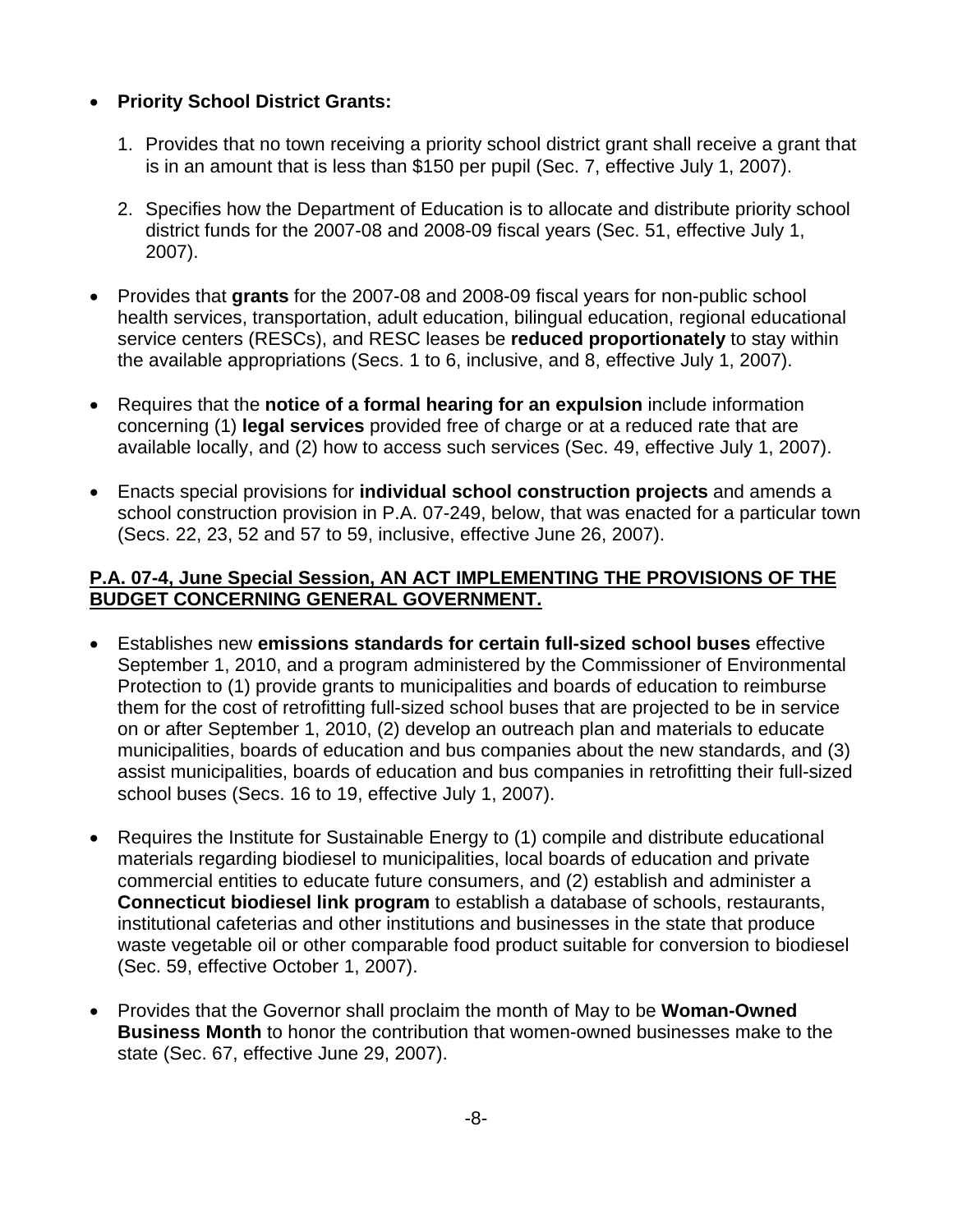- **Priority School District Grants:**

    1. Provides that no town receiving a priority school district grant shall receive a grant that is in an amount that is less than $150 per pupil (Sec. 7, effective July 1, 2007).

    2. Specifies how the Department of Education is to allocate and distribute priority school district funds for the 2007-08 and 2008-09 fiscal years (Sec. 51, effective July 1, 2007).

- Provides that **grants** for the 2007-08 and 2008-09 fiscal years for non-public school health services, transportation, adult education, bilingual education, regional educational service centers (RESCs), and RESC leases be **reduced proportionately** to stay within the available appropriations (Secs. 1 to 6, inclusive, and 8, effective July 1, 2007).

- Requires that the **notice of a formal hearing for an expulsion** include information concerning (1) **legal services** provided free of charge or at a reduced rate that are available locally, and (2) how to access such services (Sec. 49, effective July 1, 2007).

- Enacts special provisions for **individual school construction projects** and amends a school construction provision in P.A. 07-249, below, that was enacted for a particular town (Secs. 22, 23, 52 and 57 to 59, inclusive, effective June 26, 2007).

**<u>P.A. 07-4, June Special Session, AN ACT IMPLEMENTING THE PROVISIONS OF THE BUDGET CONCERNING GENERAL GOVERNMENT.</u>**

- Establishes new **emissions standards for certain full-sized school buses** effective September 1, 2010, and a program administered by the Commissioner of Environmental Protection to (1) provide grants to municipalities and boards of education to reimburse them for the cost of retrofitting full-sized school buses that are projected to be in service on or after September 1, 2010, (2) develop an outreach plan and materials to educate municipalities, boards of education and bus companies about the new standards, and (3) assist municipalities, boards of education and bus companies in retrofitting their full-sized school buses (Secs. 16 to 19, effective July 1, 2007).

- Requires the Institute for Sustainable Energy to (1) compile and distribute educational materials regarding biodiesel to municipalities, local boards of education and private commercial entities to educate future consumers, and (2) establish and administer a **Connecticut biodiesel link program** to establish a database of schools, restaurants, institutional cafeterias and other institutions and businesses in the state that produce waste vegetable oil or other comparable food product suitable for conversion to biodiesel (Sec. 59, effective October 1, 2007).

- Provides that the Governor shall proclaim the month of May to be **Woman-Owned Business Month** to honor the contribution that women-owned businesses make to the state (Sec. 67, effective June 29, 2007).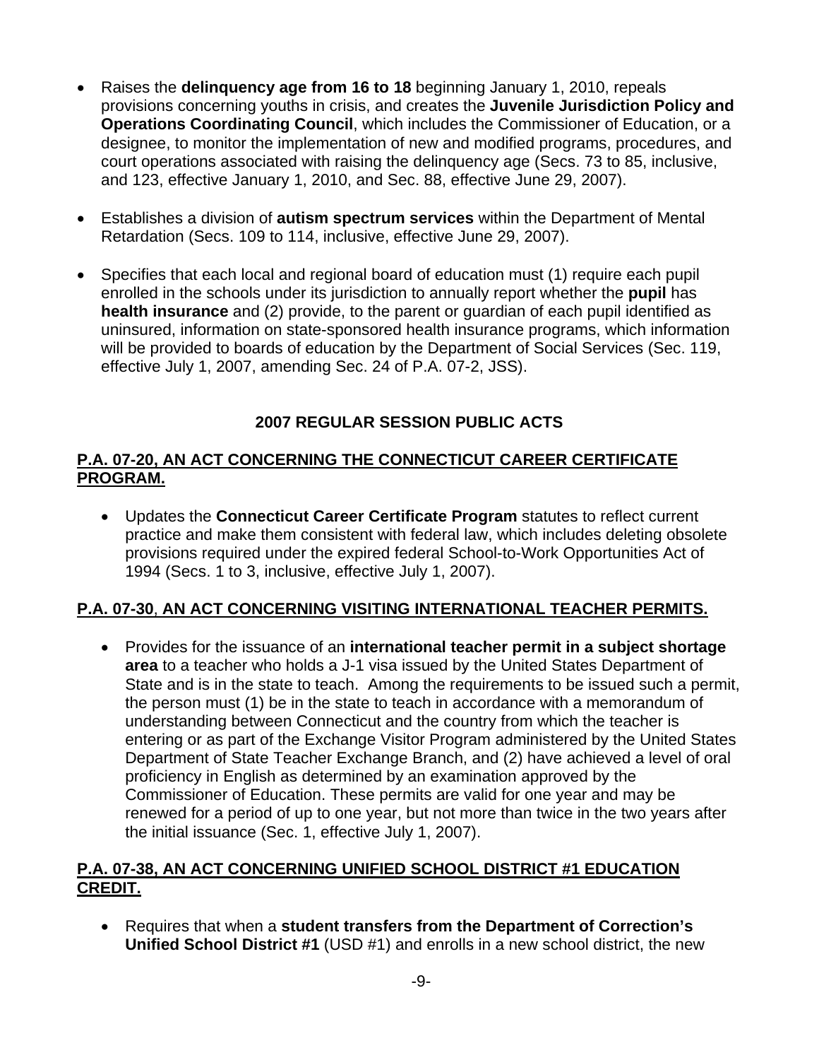- Raises the **delinquency age from 16 to 18** beginning January 1, 2010, repeals provisions concerning youths in crisis, and creates the **Juvenile Jurisdiction Policy and Operations Coordinating Council**, which includes the Commissioner of Education, or a designee, to monitor the implementation of new and modified programs, procedures, and court operations associated with raising the delinquency age (Secs. 73 to 85, inclusive, and 123, effective January 1, 2010, and Sec. 88, effective June 29, 2007).

- Establishes a division of **autism spectrum services** within the Department of Mental Retardation (Secs. 109 to 114, inclusive, effective June 29, 2007).

- Specifies that each local and regional board of education must (1) require each pupil enrolled in the schools under its jurisdiction to annually report whether the **pupil** has **health insurance** and (2) provide, to the parent or guardian of each pupil identified as uninsured, information on state-sponsored health insurance programs, which information will be provided to boards of education by the Department of Social Services (Sec. 119, effective July 1, 2007, amending Sec. 24 of P.A. 07-2, JSS).

## 2007 REGULAR SESSION PUBLIC ACTS

### P.A. 07-20, AN ACT CONCERNING THE CONNECTICUT CAREER CERTIFICATE PROGRAM.

- Updates the **Connecticut Career Certificate Program** statutes to reflect current practice and make them consistent with federal law, which includes deleting obsolete provisions required under the expired federal School-to-Work Opportunities Act of 1994 (Secs. 1 to 3, inclusive, effective July 1, 2007).

### P.A. 07-30, AN ACT CONCERNING VISITING INTERNATIONAL TEACHER PERMITS.

- Provides for the issuance of an **international teacher permit in a subject shortage area** to a teacher who holds a J-1 visa issued by the United States Department of State and is in the state to teach. Among the requirements to be issued such a permit, the person must (1) be in the state to teach in accordance with a memorandum of understanding between Connecticut and the country from which the teacher is entering or as part of the Exchange Visitor Program administered by the United States Department of State Teacher Exchange Branch, and (2) have achieved a level of oral proficiency in English as determined by an examination approved by the Commissioner of Education. These permits are valid for one year and may be renewed for a period of up to one year, but not more than twice in the two years after the initial issuance (Sec. 1, effective July 1, 2007).

### P.A. 07-38, AN ACT CONCERNING UNIFIED SCHOOL DISTRICT #1 EDUCATION CREDIT.

- Requires that when a **student transfers from the Department of Correction's Unified School District #1** (USD #1) and enrolls in a new school district, the new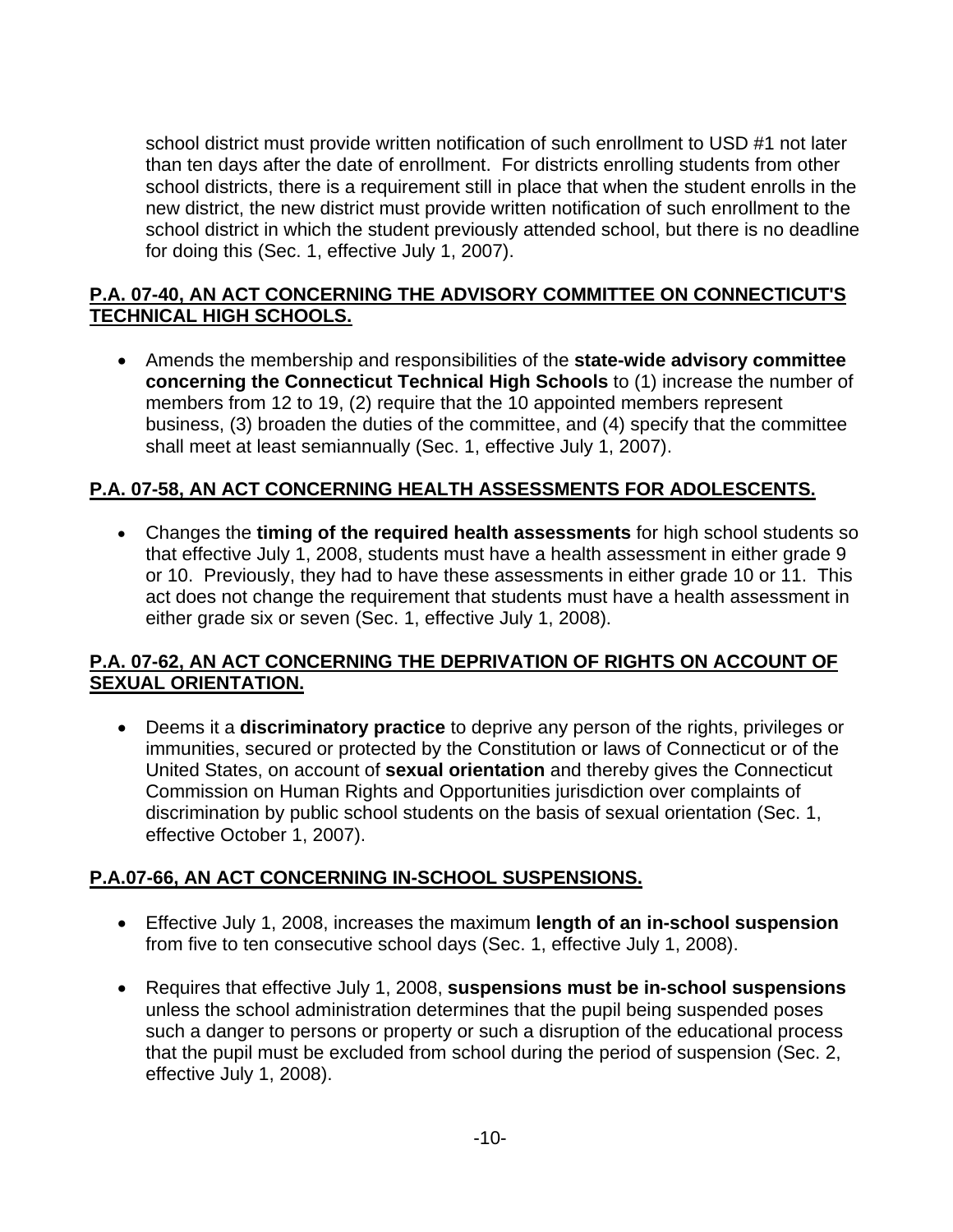school district must provide written notification of such enrollment to USD #1 not later than ten days after the date of enrollment. For districts enrolling students from other school districts, there is a requirement still in place that when the student enrolls in the new district, the new district must provide written notification of such enrollment to the school district in which the student previously attended school, but there is no deadline for doing this (Sec. 1, effective July 1, 2007).

**P.A. 07-40, AN ACT CONCERNING THE ADVISORY COMMITTEE ON CONNECTICUT'S TECHNICAL HIGH SCHOOLS.**

- Amends the membership and responsibilities of the **state-wide advisory committee concerning the Connecticut Technical High Schools** to (1) increase the number of members from 12 to 19, (2) require that the 10 appointed members represent business, (3) broaden the duties of the committee, and (4) specify that the committee shall meet at least semiannually (Sec. 1, effective July 1, 2007).

**P.A. 07-58, AN ACT CONCERNING HEALTH ASSESSMENTS FOR ADOLESCENTS.**

- Changes the **timing of the required health assessments** for high school students so that effective July 1, 2008, students must have a health assessment in either grade 9 or 10. Previously, they had to have these assessments in either grade 10 or 11. This act does not change the requirement that students must have a health assessment in either grade six or seven (Sec. 1, effective July 1, 2008).

**P.A. 07-62, AN ACT CONCERNING THE DEPRIVATION OF RIGHTS ON ACCOUNT OF SEXUAL ORIENTATION.**

- Deems it a **discriminatory practice** to deprive any person of the rights, privileges or immunities, secured or protected by the Constitution or laws of Connecticut or of the United States, on account of **sexual orientation** and thereby gives the Connecticut Commission on Human Rights and Opportunities jurisdiction over complaints of discrimination by public school students on the basis of sexual orientation (Sec. 1, effective October 1, 2007).

**P.A.07-66, AN ACT CONCERNING IN-SCHOOL SUSPENSIONS.**

- Effective July 1, 2008, increases the maximum **length of an in-school suspension** from five to ten consecutive school days (Sec. 1, effective July 1, 2008).

- Requires that effective July 1, 2008, **suspensions must be in-school suspensions** unless the school administration determines that the pupil being suspended poses such a danger to persons or property or such a disruption of the educational process that the pupil must be excluded from school during the period of suspension (Sec. 2, effective July 1, 2008).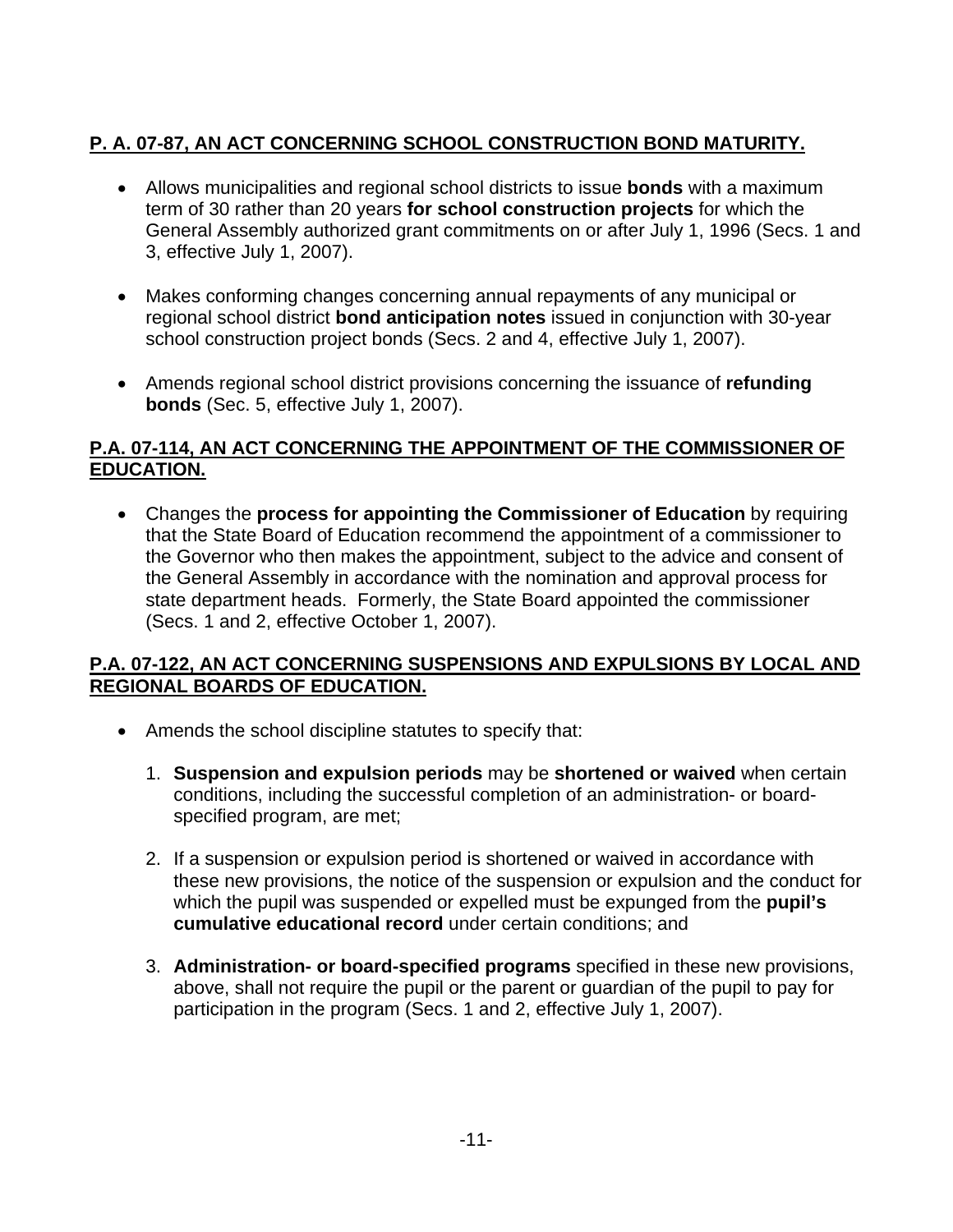**P. A. 07-87, AN ACT CONCERNING SCHOOL CONSTRUCTION BOND MATURITY.**

- Allows municipalities and regional school districts to issue **bonds** with a maximum term of 30 rather than 20 years **for school construction projects** for which the General Assembly authorized grant commitments on or after July 1, 1996 (Secs. 1 and 3, effective July 1, 2007).

- Makes conforming changes concerning annual repayments of any municipal or regional school district **bond anticipation notes** issued in conjunction with 30-year school construction project bonds (Secs. 2 and 4, effective July 1, 2007).

- Amends regional school district provisions concerning the issuance of **refunding bonds** (Sec. 5, effective July 1, 2007).

**P.A. 07-114, AN ACT CONCERNING THE APPOINTMENT OF THE COMMISSIONER OF EDUCATION.**

- Changes the **process for appointing the Commissioner of Education** by requiring that the State Board of Education recommend the appointment of a commissioner to the Governor who then makes the appointment, subject to the advice and consent of the General Assembly in accordance with the nomination and approval process for state department heads. Formerly, the State Board appointed the commissioner (Secs. 1 and 2, effective October 1, 2007).

**P.A. 07-122, AN ACT CONCERNING SUSPENSIONS AND EXPULSIONS BY LOCAL AND REGIONAL BOARDS OF EDUCATION.**

- Amends the school discipline statutes to specify that:

  1. **Suspension and expulsion periods** may be **shortened or waived** when certain conditions, including the successful completion of an administration- or board-specified program, are met;

  2. If a suspension or expulsion period is shortened or waived in accordance with these new provisions, the notice of the suspension or expulsion and the conduct for which the pupil was suspended or expelled must be expunged from the **pupil's cumulative educational record** under certain conditions; and

  3. **Administration- or board-specified programs** specified in these new provisions, above, shall not require the pupil or the parent or guardian of the pupil to pay for participation in the program (Secs. 1 and 2, effective July 1, 2007).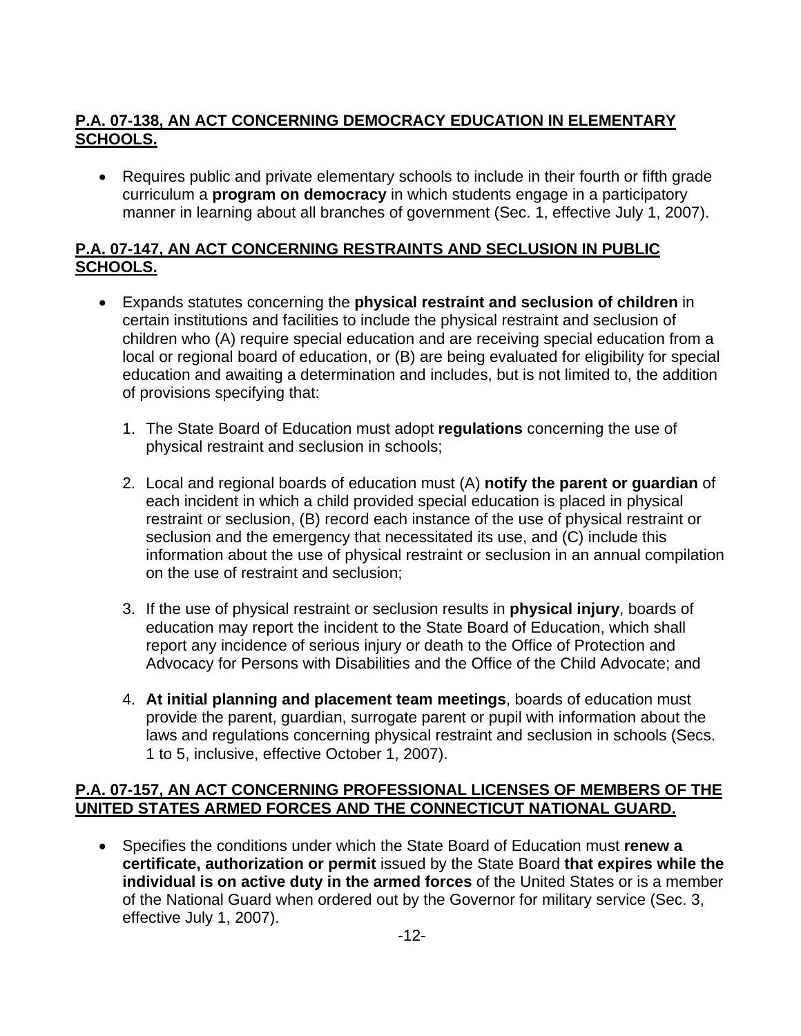**P.A. 07-138, AN ACT CONCERNING DEMOCRACY EDUCATION IN ELEMENTARY SCHOOLS.**

- Requires public and private elementary schools to include in their fourth or fifth grade curriculum a **program on democracy** in which students engage in a participatory manner in learning about all branches of government (Sec. 1, effective July 1, 2007).

**P.A. 07-147, AN ACT CONCERNING RESTRAINTS AND SECLUSION IN PUBLIC SCHOOLS.**

- Expands statutes concerning the **physical restraint and seclusion of children** in certain institutions and facilities to include the physical restraint and seclusion of children who (A) require special education and are receiving special education from a local or regional board of education, or (B) are being evaluated for eligibility for special education and awaiting a determination and includes, but is not limited to, the addition of provisions specifying that:

  1. The State Board of Education must adopt **regulations** concerning the use of physical restraint and seclusion in schools;

  2. Local and regional boards of education must (A) **notify the parent or guardian** of each incident in which a child provided special education is placed in physical restraint or seclusion, (B) record each instance of the use of physical restraint or seclusion and the emergency that necessitated its use, and (C) include this information about the use of physical restraint or seclusion in an annual compilation on the use of restraint and seclusion;

  3. If the use of physical restraint or seclusion results in **physical injury**, boards of education may report the incident to the State Board of Education, which shall report any incidence of serious injury or death to the Office of Protection and Advocacy for Persons with Disabilities and the Office of the Child Advocate; and

  4. **At initial planning and placement team meetings**, boards of education must provide the parent, guardian, surrogate parent or pupil with information about the laws and regulations concerning physical restraint and seclusion in schools (Secs. 1 to 5, inclusive, effective October 1, 2007).

**P.A. 07-157, AN ACT CONCERNING PROFESSIONAL LICENSES OF MEMBERS OF THE UNITED STATES ARMED FORCES AND THE CONNECTICUT NATIONAL GUARD.**

- Specifies the conditions under which the State Board of Education must **renew a certificate, authorization or permit** issued by the State Board **that expires while the individual is on active duty in the armed forces** of the United States or is a member of the National Guard when ordered out by the Governor for military service (Sec. 3, effective July 1, 2007).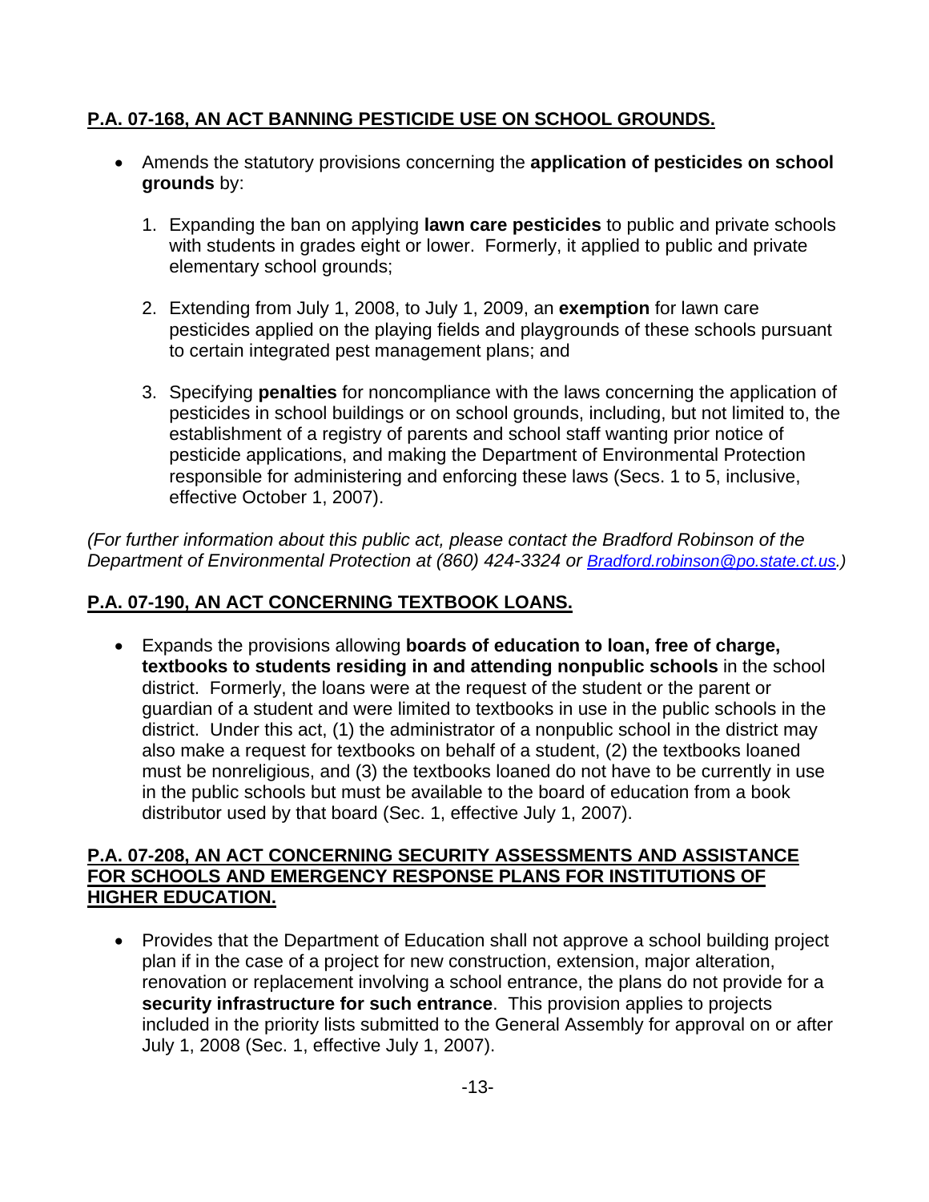**P.A. 07-168, AN ACT BANNING PESTICIDE USE ON SCHOOL GROUNDS.**

- Amends the statutory provisions concerning the **application of pesticides on school grounds** by:

  1. Expanding the ban on applying **lawn care pesticides** to public and private schools with students in grades eight or lower. Formerly, it applied to public and private elementary school grounds;

  2. Extending from July 1, 2008, to July 1, 2009, an **exemption** for lawn care pesticides applied on the playing fields and playgrounds of these schools pursuant to certain integrated pest management plans; and

  3. Specifying **penalties** for noncompliance with the laws concerning the application of pesticides in school buildings or on school grounds, including, but not limited to, the establishment of a registry of parents and school staff wanting prior notice of pesticide applications, and making the Department of Environmental Protection responsible for administering and enforcing these laws (Secs. 1 to 5, inclusive, effective October 1, 2007).

*(For further information about this public act, please contact the Bradford Robinson of the Department of Environmental Protection at (860) 424-3324 or Bradford.robinson@po.state.ct.us.)*

**P.A. 07-190, AN ACT CONCERNING TEXTBOOK LOANS.**

- Expands the provisions allowing **boards of education to loan, free of charge, textbooks to students residing in and attending nonpublic schools** in the school district. Formerly, the loans were at the request of the student or the parent or guardian of a student and were limited to textbooks in use in the public schools in the district. Under this act, (1) the administrator of a nonpublic school in the district may also make a request for textbooks on behalf of a student, (2) the textbooks loaned must be nonreligious, and (3) the textbooks loaned do not have to be currently in use in the public schools but must be available to the board of education from a book distributor used by that board (Sec. 1, effective July 1, 2007).

**P.A. 07-208, AN ACT CONCERNING SECURITY ASSESSMENTS AND ASSISTANCE FOR SCHOOLS AND EMERGENCY RESPONSE PLANS FOR INSTITUTIONS OF HIGHER EDUCATION.**

- Provides that the Department of Education shall not approve a school building project plan if in the case of a project for new construction, extension, major alteration, renovation or replacement involving a school entrance, the plans do not provide for a **security infrastructure for such entrance**. This provision applies to projects included in the priority lists submitted to the General Assembly for approval on or after July 1, 2008 (Sec. 1, effective July 1, 2007).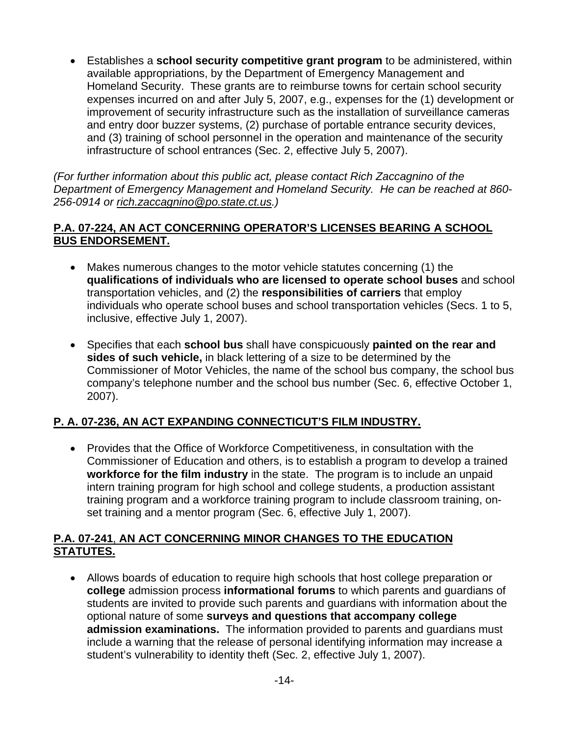- Establishes a **school security competitive grant program** to be administered, within available appropriations, by the Department of Emergency Management and Homeland Security. These grants are to reimburse towns for certain school security expenses incurred on and after July 5, 2007, e.g., expenses for the (1) development or improvement of security infrastructure such as the installation of surveillance cameras and entry door buzzer systems, (2) purchase of portable entrance security devices, and (3) training of school personnel in the operation and maintenance of the security infrastructure of school entrances (Sec. 2, effective July 5, 2007).

*(For further information about this public act, please contact Rich Zaccagnino of the Department of Emergency Management and Homeland Security. He can be reached at 860-256-0914 or rich.zaccagnino@po.state.ct.us.)*

**P.A. 07-224, AN ACT CONCERNING OPERATOR'S LICENSES BEARING A SCHOOL BUS ENDORSEMENT.**

- Makes numerous changes to the motor vehicle statutes concerning (1) the **qualifications of individuals who are licensed to operate school buses** and school transportation vehicles, and (2) the **responsibilities of carriers** that employ individuals who operate school buses and school transportation vehicles (Secs. 1 to 5, inclusive, effective July 1, 2007).

- Specifies that each **school bus** shall have conspicuously **painted on the rear and sides of such vehicle,** in black lettering of a size to be determined by the Commissioner of Motor Vehicles, the name of the school bus company, the school bus company's telephone number and the school bus number (Sec. 6, effective October 1, 2007).

**P. A. 07-236, AN ACT EXPANDING CONNECTICUT'S FILM INDUSTRY.**

- Provides that the Office of Workforce Competitiveness, in consultation with the Commissioner of Education and others, is to establish a program to develop a trained **workforce for the film industry** in the state. The program is to include an unpaid intern training program for high school and college students, a production assistant training program and a workforce training program to include classroom training, on-set training and a mentor program (Sec. 6, effective July 1, 2007).

**P.A. 07-241, AN ACT CONCERNING MINOR CHANGES TO THE EDUCATION STATUTES.**

- Allows boards of education to require high schools that host college preparation or **college** admission process **informational forums** to which parents and guardians of students are invited to provide such parents and guardians with information about the optional nature of some **surveys and questions that accompany college admission examinations.** The information provided to parents and guardians must include a warning that the release of personal identifying information may increase a student's vulnerability to identity theft (Sec. 2, effective July 1, 2007).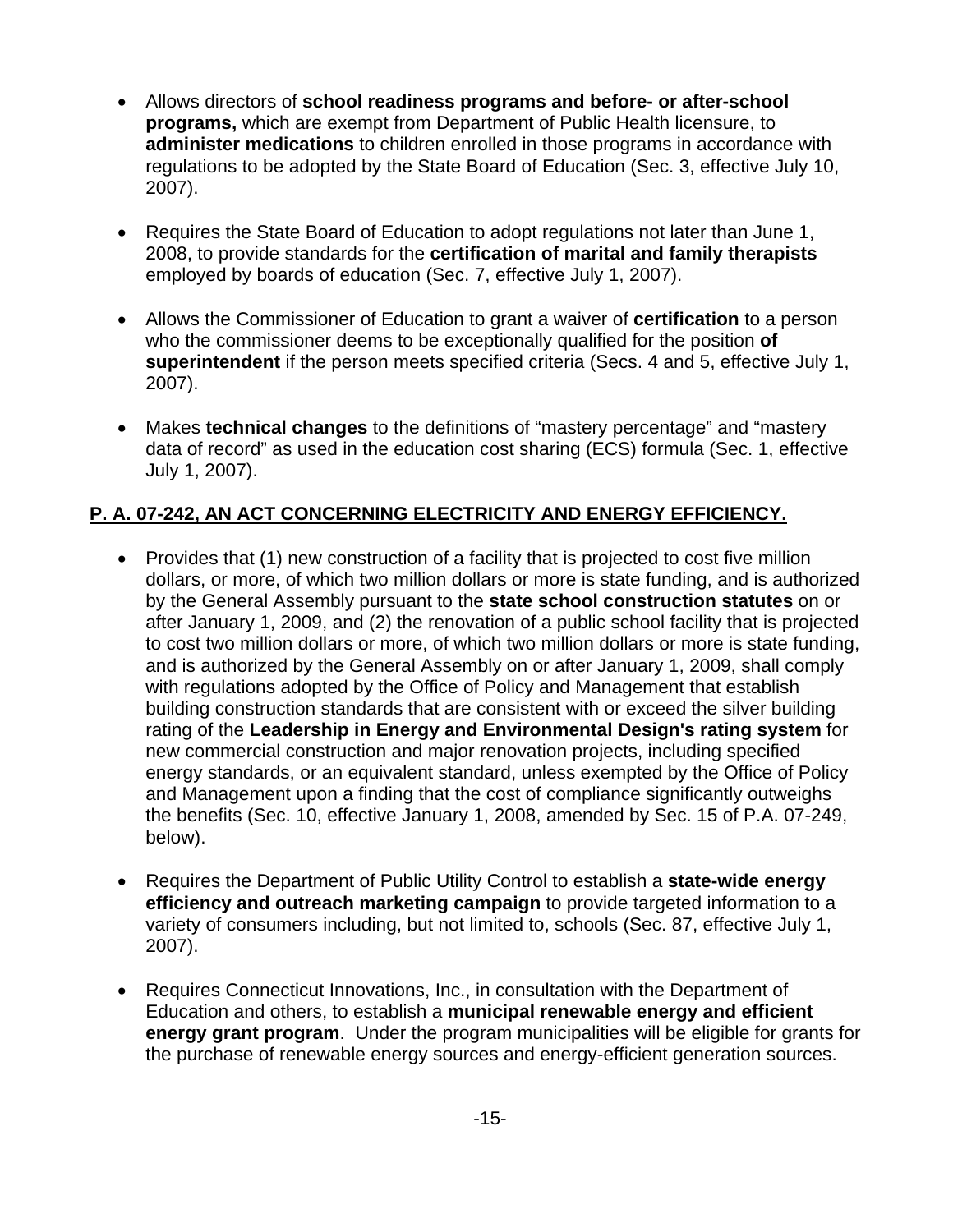- Allows directors of **school readiness programs and before- or after-school programs,** which are exempt from Department of Public Health licensure, to **administer medications** to children enrolled in those programs in accordance with regulations to be adopted by the State Board of Education (Sec. 3, effective July 10, 2007).

- Requires the State Board of Education to adopt regulations not later than June 1, 2008, to provide standards for the **certification of marital and family therapists** employed by boards of education (Sec. 7, effective July 1, 2007).

- Allows the Commissioner of Education to grant a waiver of **certification** to a person who the commissioner deems to be exceptionally qualified for the position **of superintendent** if the person meets specified criteria (Secs. 4 and 5, effective July 1, 2007).

- Makes **technical changes** to the definitions of "mastery percentage" and "mastery data of record" as used in the education cost sharing (ECS) formula (Sec. 1, effective July 1, 2007).

**P. A. 07-242, AN ACT CONCERNING ELECTRICITY AND ENERGY EFFICIENCY.**

- Provides that (1) new construction of a facility that is projected to cost five million dollars, or more, of which two million dollars or more is state funding, and is authorized by the General Assembly pursuant to the **state school construction statutes** on or after January 1, 2009, and (2) the renovation of a public school facility that is projected to cost two million dollars or more, of which two million dollars or more is state funding, and is authorized by the General Assembly on or after January 1, 2009, shall comply with regulations adopted by the Office of Policy and Management that establish building construction standards that are consistent with or exceed the silver building rating of the **Leadership in Energy and Environmental Design's rating system** for new commercial construction and major renovation projects, including specified energy standards, or an equivalent standard, unless exempted by the Office of Policy and Management upon a finding that the cost of compliance significantly outweighs the benefits (Sec. 10, effective January 1, 2008, amended by Sec. 15 of P.A. 07-249, below).

- Requires the Department of Public Utility Control to establish a **state-wide energy efficiency and outreach marketing campaign** to provide targeted information to a variety of consumers including, but not limited to, schools (Sec. 87, effective July 1, 2007).

- Requires Connecticut Innovations, Inc., in consultation with the Department of Education and others, to establish a **municipal renewable energy and efficient energy grant program**. Under the program municipalities will be eligible for grants for the purchase of renewable energy sources and energy-efficient generation sources.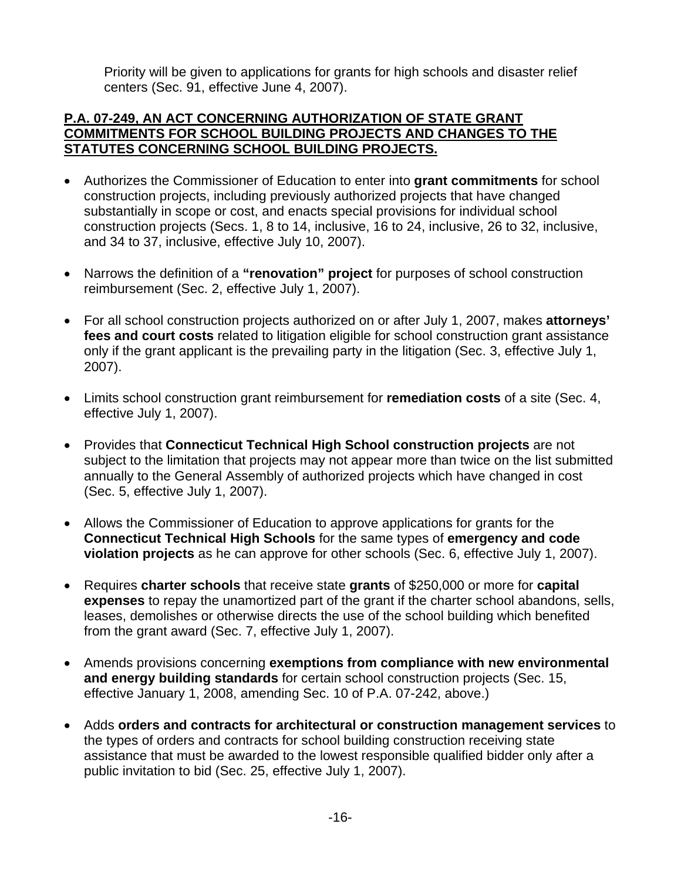Priority will be given to applications for grants for high schools and disaster relief centers (Sec. 91, effective June 4, 2007).

**P.A. 07-249, AN ACT CONCERNING AUTHORIZATION OF STATE GRANT COMMITMENTS FOR SCHOOL BUILDING PROJECTS AND CHANGES TO THE STATUTES CONCERNING SCHOOL BUILDING PROJECTS.**

- Authorizes the Commissioner of Education to enter into **grant commitments** for school construction projects, including previously authorized projects that have changed substantially in scope or cost, and enacts special provisions for individual school construction projects (Secs. 1, 8 to 14, inclusive, 16 to 24, inclusive, 26 to 32, inclusive, and 34 to 37, inclusive, effective July 10, 2007).

- Narrows the definition of a **"renovation" project** for purposes of school construction reimbursement (Sec. 2, effective July 1, 2007).

- For all school construction projects authorized on or after July 1, 2007, makes **attorneys' fees and court costs** related to litigation eligible for school construction grant assistance only if the grant applicant is the prevailing party in the litigation (Sec. 3, effective July 1, 2007).

- Limits school construction grant reimbursement for **remediation costs** of a site (Sec. 4, effective July 1, 2007).

- Provides that **Connecticut Technical High School construction projects** are not subject to the limitation that projects may not appear more than twice on the list submitted annually to the General Assembly of authorized projects which have changed in cost (Sec. 5, effective July 1, 2007).

- Allows the Commissioner of Education to approve applications for grants for the **Connecticut Technical High Schools** for the same types of **emergency and code violation projects** as he can approve for other schools (Sec. 6, effective July 1, 2007).

- Requires **charter schools** that receive state **grants** of $250,000 or more for **capital expenses** to repay the unamortized part of the grant if the charter school abandons, sells, leases, demolishes or otherwise directs the use of the school building which benefited from the grant award (Sec. 7, effective July 1, 2007).

- Amends provisions concerning **exemptions from compliance with new environmental and energy building standards** for certain school construction projects (Sec. 15, effective January 1, 2008, amending Sec. 10 of P.A. 07-242, above.)

- Adds **orders and contracts for architectural or construction management services** to the types of orders and contracts for school building construction receiving state assistance that must be awarded to the lowest responsible qualified bidder only after a public invitation to bid (Sec. 25, effective July 1, 2007).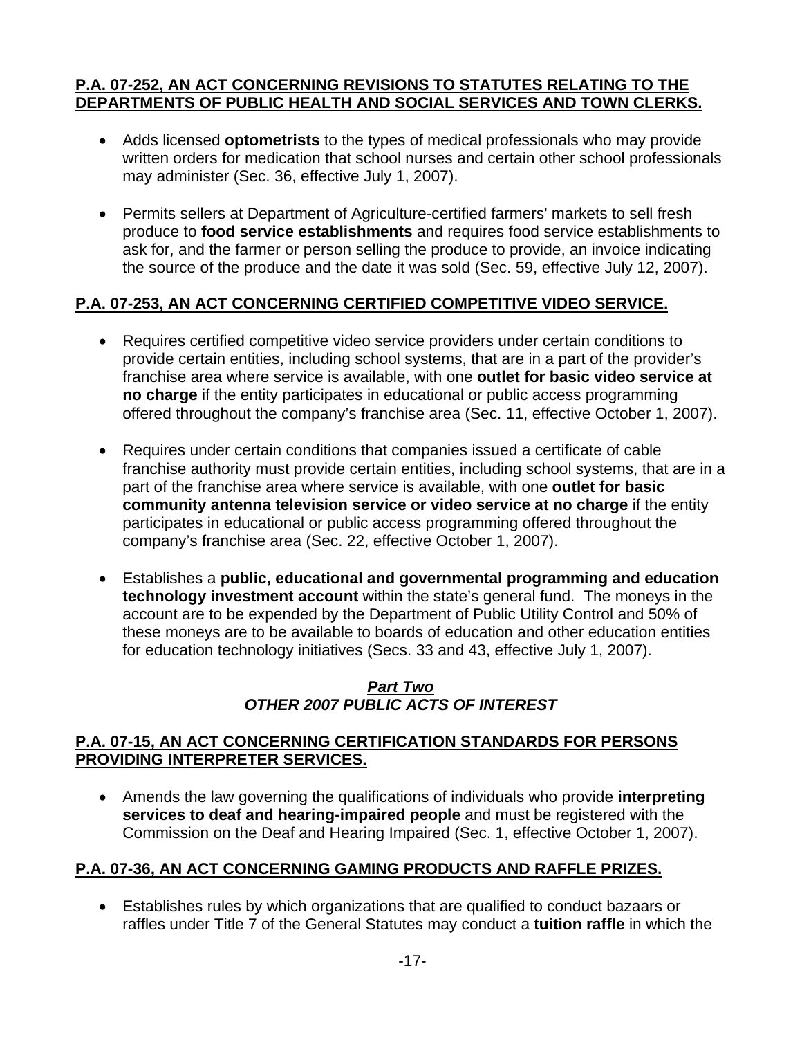**P.A. 07-252, AN ACT CONCERNING REVISIONS TO STATUTES RELATING TO THE DEPARTMENTS OF PUBLIC HEALTH AND SOCIAL SERVICES AND TOWN CLERKS.**

- Adds licensed **optometrists** to the types of medical professionals who may provide written orders for medication that school nurses and certain other school professionals may administer (Sec. 36, effective July 1, 2007).

- Permits sellers at Department of Agriculture-certified farmers' markets to sell fresh produce to **food service establishments** and requires food service establishments to ask for, and the farmer or person selling the produce to provide, an invoice indicating the source of the produce and the date it was sold (Sec. 59, effective July 12, 2007).

**P.A. 07-253, AN ACT CONCERNING CERTIFIED COMPETITIVE VIDEO SERVICE.**

- Requires certified competitive video service providers under certain conditions to provide certain entities, including school systems, that are in a part of the provider's franchise area where service is available, with one **outlet for basic video service at no charge** if the entity participates in educational or public access programming offered throughout the company's franchise area (Sec. 11, effective October 1, 2007).

- Requires under certain conditions that companies issued a certificate of cable franchise authority must provide certain entities, including school systems, that are in a part of the franchise area where service is available, with one **outlet for basic community antenna television service or video service at no charge** if the entity participates in educational or public access programming offered throughout the company's franchise area (Sec. 22, effective October 1, 2007).

- Establishes a **public, educational and governmental programming and education technology investment account** within the state's general fund. The moneys in the account are to be expended by the Department of Public Utility Control and 50% of these moneys are to be available to boards of education and other education entities for education technology initiatives (Secs. 33 and 43, effective July 1, 2007).

## ***Part Two***
## ***OTHER 2007 PUBLIC ACTS OF INTEREST***

**P.A. 07-15, AN ACT CONCERNING CERTIFICATION STANDARDS FOR PERSONS PROVIDING INTERPRETER SERVICES.**

- Amends the law governing the qualifications of individuals who provide **interpreting services to deaf and hearing-impaired people** and must be registered with the Commission on the Deaf and Hearing Impaired (Sec. 1, effective October 1, 2007).

**P.A. 07-36, AN ACT CONCERNING GAMING PRODUCTS AND RAFFLE PRIZES.**

- Establishes rules by which organizations that are qualified to conduct bazaars or raffles under Title 7 of the General Statutes may conduct a **tuition raffle** in which the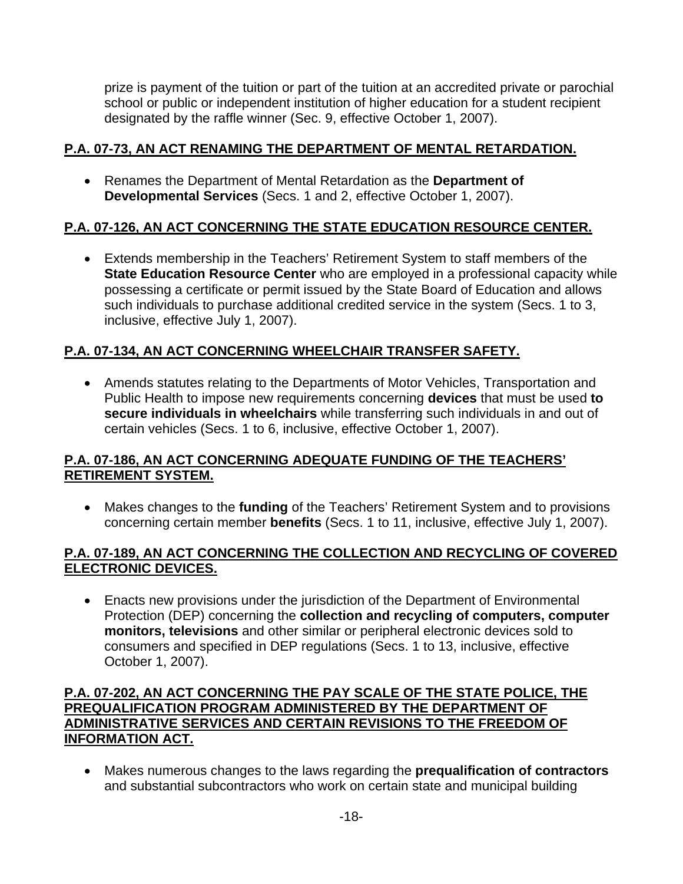prize is payment of the tuition or part of the tuition at an accredited private or parochial school or public or independent institution of higher education for a student recipient designated by the raffle winner (Sec. 9, effective October 1, 2007).

**P.A. 07-73, AN ACT RENAMING THE DEPARTMENT OF MENTAL RETARDATION.**

- Renames the Department of Mental Retardation as the **Department of Developmental Services** (Secs. 1 and 2, effective October 1, 2007).

**P.A. 07-126, AN ACT CONCERNING THE STATE EDUCATION RESOURCE CENTER.**

- Extends membership in the Teachers' Retirement System to staff members of the **State Education Resource Center** who are employed in a professional capacity while possessing a certificate or permit issued by the State Board of Education and allows such individuals to purchase additional credited service in the system (Secs. 1 to 3, inclusive, effective July 1, 2007).

**P.A. 07-134, AN ACT CONCERNING WHEELCHAIR TRANSFER SAFETY.**

- Amends statutes relating to the Departments of Motor Vehicles, Transportation and Public Health to impose new requirements concerning **devices** that must be used **to secure individuals in wheelchairs** while transferring such individuals in and out of certain vehicles (Secs. 1 to 6, inclusive, effective October 1, 2007).

**P.A. 07-186, AN ACT CONCERNING ADEQUATE FUNDING OF THE TEACHERS' RETIREMENT SYSTEM.**

- Makes changes to the **funding** of the Teachers' Retirement System and to provisions concerning certain member **benefits** (Secs. 1 to 11, inclusive, effective July 1, 2007).

**P.A. 07-189, AN ACT CONCERNING THE COLLECTION AND RECYCLING OF COVERED ELECTRONIC DEVICES.**

- Enacts new provisions under the jurisdiction of the Department of Environmental Protection (DEP) concerning the **collection and recycling of computers, computer monitors, televisions** and other similar or peripheral electronic devices sold to consumers and specified in DEP regulations (Secs. 1 to 13, inclusive, effective October 1, 2007).

**P.A. 07-202, AN ACT CONCERNING THE PAY SCALE OF THE STATE POLICE, THE PREQUALIFICATION PROGRAM ADMINISTERED BY THE DEPARTMENT OF ADMINISTRATIVE SERVICES AND CERTAIN REVISIONS TO THE FREEDOM OF INFORMATION ACT.**

- Makes numerous changes to the laws regarding the **prequalification of contractors** and substantial subcontractors who work on certain state and municipal building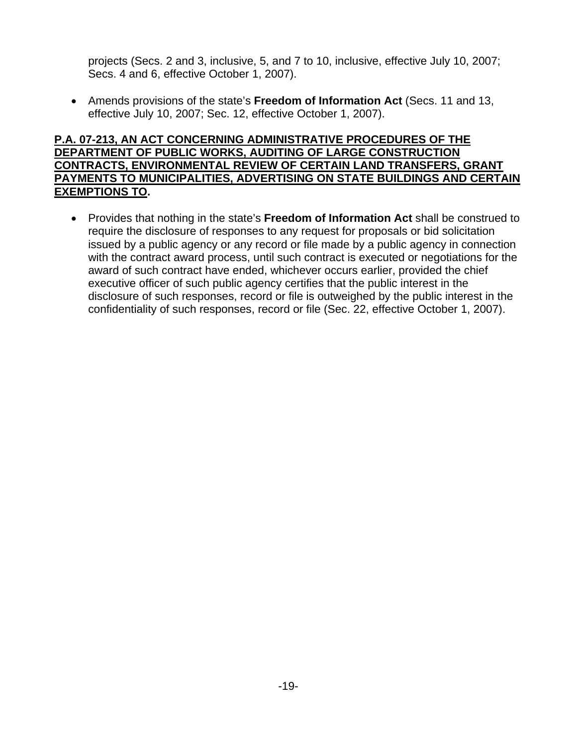projects (Secs. 2 and 3, inclusive, 5, and 7 to 10, inclusive, effective July 10, 2007; Secs. 4 and 6, effective October 1, 2007).

- Amends provisions of the state's **Freedom of Information Act** (Secs. 11 and 13, effective July 10, 2007; Sec. 12, effective October 1, 2007).

**P.A. 07-213, AN ACT CONCERNING ADMINISTRATIVE PROCEDURES OF THE DEPARTMENT OF PUBLIC WORKS, AUDITING OF LARGE CONSTRUCTION CONTRACTS, ENVIRONMENTAL REVIEW OF CERTAIN LAND TRANSFERS, GRANT PAYMENTS TO MUNICIPALITIES, ADVERTISING ON STATE BUILDINGS AND CERTAIN EXEMPTIONS TO.**

- Provides that nothing in the state's **Freedom of Information Act** shall be construed to require the disclosure of responses to any request for proposals or bid solicitation issued by a public agency or any record or file made by a public agency in connection with the contract award process, until such contract is executed or negotiations for the award of such contract have ended, whichever occurs earlier, provided the chief executive officer of such public agency certifies that the public interest in the disclosure of such responses, record or file is outweighed by the public interest in the confidentiality of such responses, record or file (Sec. 22, effective October 1, 2007).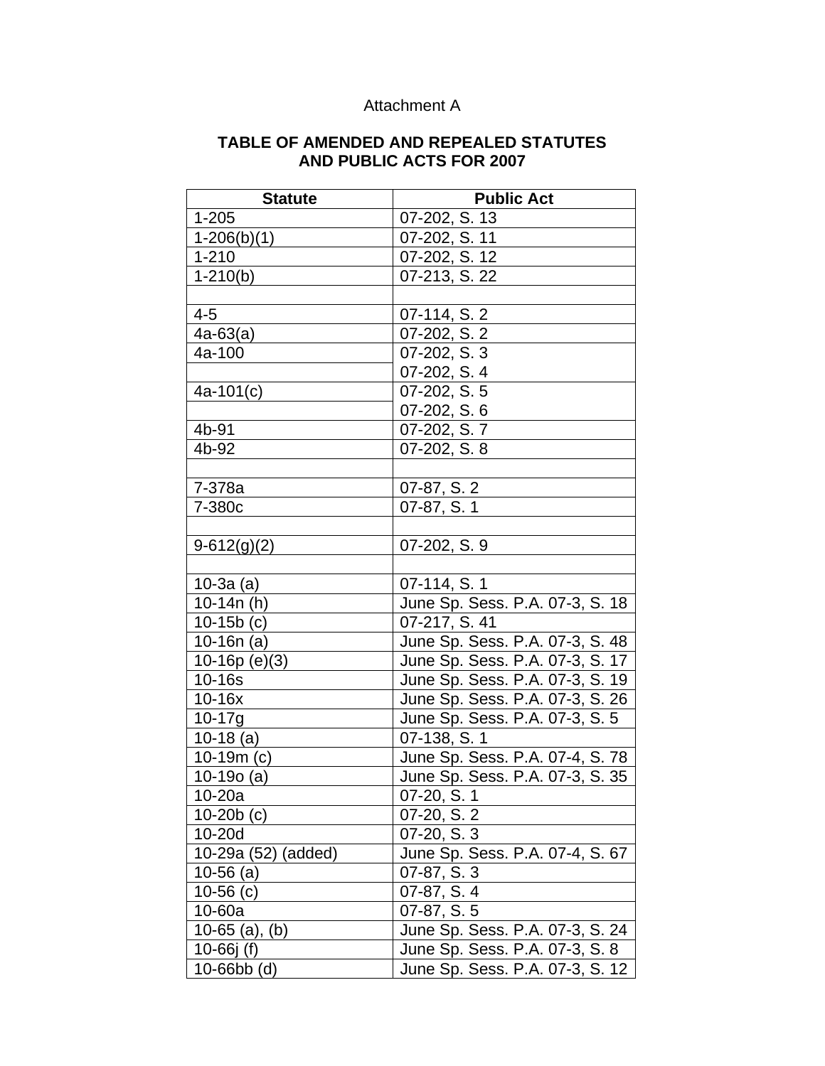Attachment A

**TABLE OF AMENDED AND REPEALED STATUTES AND PUBLIC ACTS FOR 2007**

| Statute | Public Act |
|---|---|
| 1-205 | 07-202, S. 13 |
| 1-206(b)(1) | 07-202, S. 11 |
| 1-210 | 07-202, S. 12 |
| 1-210(b) | 07-213, S. 22 |
| | |
| 4-5 | 07-114, S. 2 |
| 4a-63(a) | 07-202, S. 2 |
| 4a-100 | 07-202, S. 3 |
| | 07-202, S. 4 |
| 4a-101(c) | 07-202, S. 5 |
| | 07-202, S. 6 |
| 4b-91 | 07-202, S. 7 |
| 4b-92 | 07-202, S. 8 |
| | |
| 7-378a | 07-87, S. 2 |
| 7-380c | 07-87, S. 1 |
| | |
| 9-612(g)(2) | 07-202, S. 9 |
| | |
| 10-3a (a) | 07-114, S. 1 |
| 10-14n (h) | June Sp. Sess. P.A. 07-3, S. 18 |
| 10-15b (c) | 07-217, S. 41 |
| 10-16n (a) | June Sp. Sess. P.A. 07-3, S. 48 |
| 10-16p (e)(3) | June Sp. Sess. P.A. 07-3, S. 17 |
| 10-16s | June Sp. Sess. P.A. 07-3, S. 19 |
| 10-16x | June Sp. Sess. P.A. 07-3, S. 26 |
| 10-17g | June Sp. Sess. P.A. 07-3, S. 5 |
| 10-18 (a) | 07-138, S. 1 |
| 10-19m (c) | June Sp. Sess. P.A. 07-4, S. 78 |
| 10-19o (a) | June Sp. Sess. P.A. 07-3, S. 35 |
| 10-20a | 07-20, S. 1 |
| 10-20b (c) | 07-20, S. 2 |
| 10-20d | 07-20, S. 3 |
| 10-29a (52) (added) | June Sp. Sess. P.A. 07-4, S. 67 |
| 10-56 (a) | 07-87, S. 3 |
| 10-56 (c) | 07-87, S. 4 |
| 10-60a | 07-87, S. 5 |
| 10-65 (a), (b) | June Sp. Sess. P.A. 07-3, S. 24 |
| 10-66j (f) | June Sp. Sess. P.A. 07-3, S. 8 |
| 10-66bb (d) | June Sp. Sess. P.A. 07-3, S. 12 |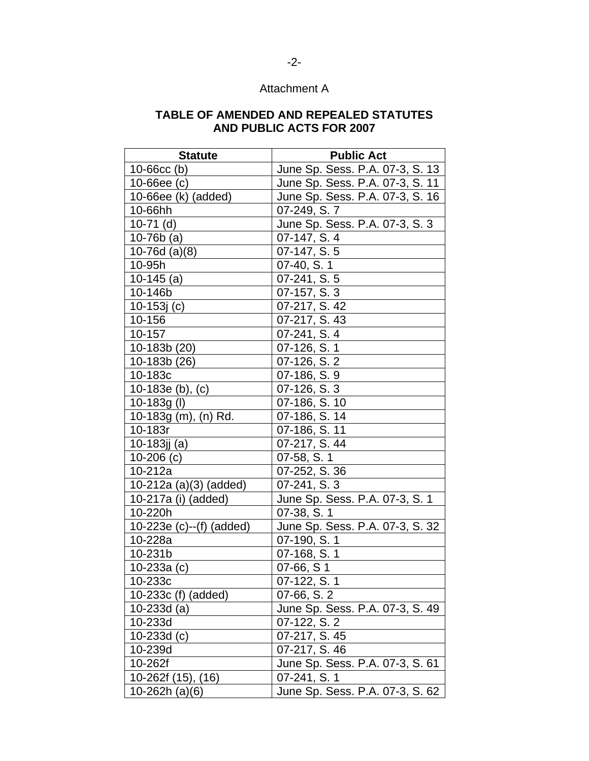Attachment A

**TABLE OF AMENDED AND REPEALED STATUTES AND PUBLIC ACTS FOR 2007**

| Statute | Public Act |
|---|---|
| 10-66cc (b) | June Sp. Sess. P.A. 07-3, S. 13 |
| 10-66ee (c) | June Sp. Sess. P.A. 07-3, S. 11 |
| 10-66ee (k) (added) | June Sp. Sess. P.A. 07-3, S. 16 |
| 10-66hh | 07-249, S. 7 |
| 10-71 (d) | June Sp. Sess. P.A. 07-3, S. 3 |
| 10-76b (a) | 07-147, S. 4 |
| 10-76d (a)(8) | 07-147, S. 5 |
| 10-95h | 07-40, S. 1 |
| 10-145 (a) | 07-241, S. 5 |
| 10-146b | 07-157, S. 3 |
| 10-153j (c) | 07-217, S. 42 |
| 10-156 | 07-217, S. 43 |
| 10-157 | 07-241, S. 4 |
| 10-183b (20) | 07-126, S. 1 |
| 10-183b (26) | 07-126, S. 2 |
| 10-183c | 07-186, S. 9 |
| 10-183e (b), (c) | 07-126, S. 3 |
| 10-183g (l) | 07-186, S. 10 |
| 10-183g (m), (n) Rd. | 07-186, S. 14 |
| 10-183r | 07-186, S. 11 |
| 10-183jj (a) | 07-217, S. 44 |
| 10-206 (c) | 07-58, S. 1 |
| 10-212a | 07-252, S. 36 |
| 10-212a (a)(3) (added) | 07-241, S. 3 |
| 10-217a (i) (added) | June Sp. Sess. P.A. 07-3, S. 1 |
| 10-220h | 07-38, S. 1 |
| 10-223e (c)--(f) (added) | June Sp. Sess. P.A. 07-3, S. 32 |
| 10-228a | 07-190, S. 1 |
| 10-231b | 07-168, S. 1 |
| 10-233a (c) | 07-66, S 1 |
| 10-233c | 07-122, S. 1 |
| 10-233c (f) (added) | 07-66, S. 2 |
| 10-233d (a) | June Sp. Sess. P.A. 07-3, S. 49 |
| 10-233d | 07-122, S. 2 |
| 10-233d (c) | 07-217, S. 45 |
| 10-239d | 07-217, S. 46 |
| 10-262f | June Sp. Sess. P.A. 07-3, S. 61 |
| 10-262f (15), (16) | 07-241, S. 1 |
| 10-262h (a)(6) | June Sp. Sess. P.A. 07-3, S. 62 |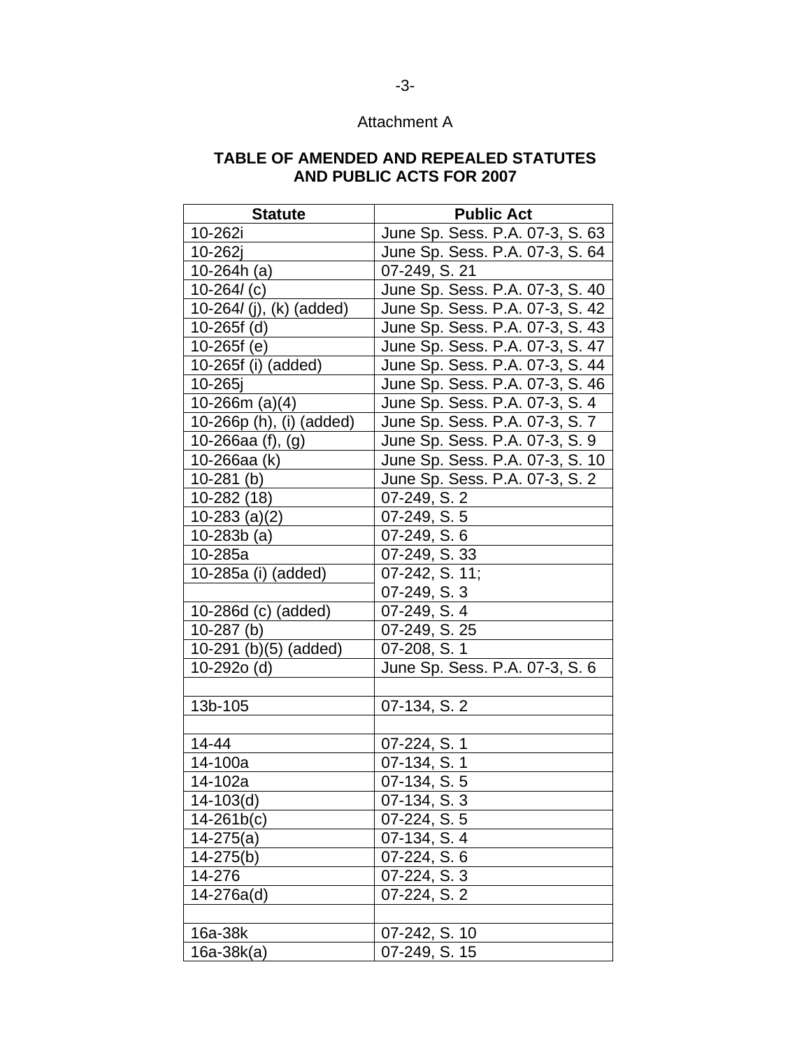Attachment A

**TABLE OF AMENDED AND REPEALED STATUTES AND PUBLIC ACTS FOR 2007**

| Statute | Public Act |
|---|---|
| 10-262i | June Sp. Sess. P.A. 07-3, S. 63 |
| 10-262j | June Sp. Sess. P.A. 07-3, S. 64 |
| 10-264h (a) | 07-249, S. 21 |
| 10-264*l* (c) | June Sp. Sess. P.A. 07-3, S. 40 |
| 10-264*l* (j), (k) (added) | June Sp. Sess. P.A. 07-3, S. 42 |
| 10-265f (d) | June Sp. Sess. P.A. 07-3, S. 43 |
| 10-265f (e) | June Sp. Sess. P.A. 07-3, S. 47 |
| 10-265f (i) (added) | June Sp. Sess. P.A. 07-3, S. 44 |
| 10-265j | June Sp. Sess. P.A. 07-3, S. 46 |
| 10-266m (a)(4) | June Sp. Sess. P.A. 07-3, S. 4 |
| 10-266p (h), (i) (added) | June Sp. Sess. P.A. 07-3, S. 7 |
| 10-266aa (f), (g) | June Sp. Sess. P.A. 07-3, S. 9 |
| 10-266aa (k) | June Sp. Sess. P.A. 07-3, S. 10 |
| 10-281 (b) | June Sp. Sess. P.A. 07-3, S. 2 |
| 10-282 (18) | 07-249, S. 2 |
| 10-283 (a)(2) | 07-249, S. 5 |
| 10-283b (a) | 07-249, S. 6 |
| 10-285a | 07-249, S. 33 |
| 10-285a (i) (added) | 07-242, S. 11; 07-249, S. 3 |
| 10-286d (c) (added) | 07-249, S. 4 |
| 10-287 (b) | 07-249, S. 25 |
| 10-291 (b)(5) (added) | 07-208, S. 1 |
| 10-292o (d) | June Sp. Sess. P.A. 07-3, S. 6 |
| | |
| 13b-105 | 07-134, S. 2 |
| | |
| 14-44 | 07-224, S. 1 |
| 14-100a | 07-134, S. 1 |
| 14-102a | 07-134, S. 5 |
| 14-103(d) | 07-134, S. 3 |
| 14-261b(c) | 07-224, S. 5 |
| 14-275(a) | 07-134, S. 4 |
| 14-275(b) | 07-224, S. 6 |
| 14-276 | 07-224, S. 3 |
| 14-276a(d) | 07-224, S. 2 |
| | |
| 16a-38k | 07-242, S. 10 |
| 16a-38k(a) | 07-249, S. 15 |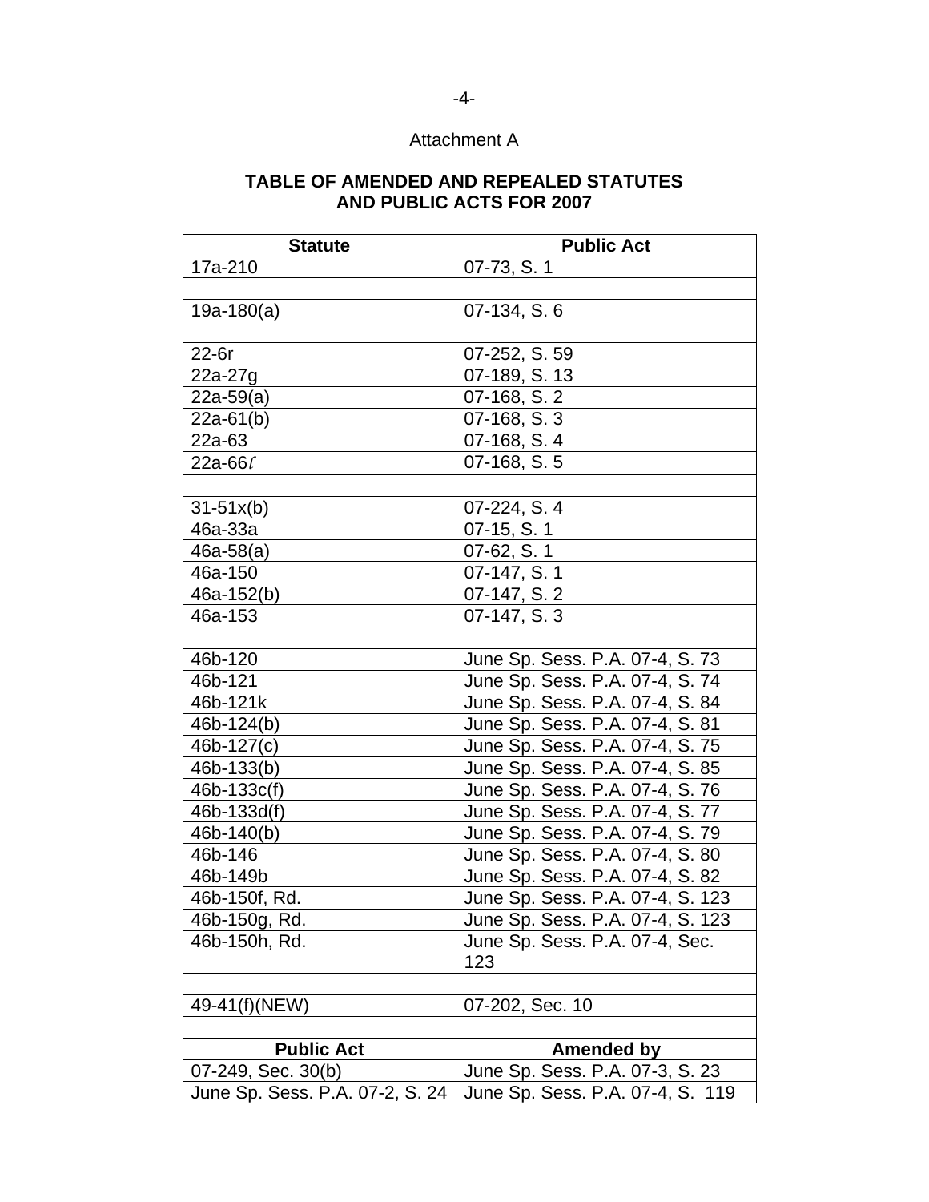Attachment A

**TABLE OF AMENDED AND REPEALED STATUTES AND PUBLIC ACTS FOR 2007**

| Statute | Public Act |
|---|---|
| 17a-210 | 07-73, S. 1 |
| | |
| 19a-180(a) | 07-134, S. 6 |
| | |
| 22-6r | 07-252, S. 59 |
| 22a-27g | 07-189, S. 13 |
| 22a-59(a) | 07-168, S. 2 |
| 22a-61(b) | 07-168, S. 3 |
| 22a-63 | 07-168, S. 4 |
| 22a-66*l* | 07-168, S. 5 |
| | |
| 31-51x(b) | 07-224, S. 4 |
| 46a-33a | 07-15, S. 1 |
| 46a-58(a) | 07-62, S. 1 |
| 46a-150 | 07-147, S. 1 |
| 46a-152(b) | 07-147, S. 2 |
| 46a-153 | 07-147, S. 3 |
| | |
| 46b-120 | June Sp. Sess. P.A. 07-4, S. 73 |
| 46b-121 | June Sp. Sess. P.A. 07-4, S. 74 |
| 46b-121k | June Sp. Sess. P.A. 07-4, S. 84 |
| 46b-124(b) | June Sp. Sess. P.A. 07-4, S. 81 |
| 46b-127(c) | June Sp. Sess. P.A. 07-4, S. 75 |
| 46b-133(b) | June Sp. Sess. P.A. 07-4, S. 85 |
| 46b-133c(f) | June Sp. Sess. P.A. 07-4, S. 76 |
| 46b-133d(f) | June Sp. Sess. P.A. 07-4, S. 77 |
| 46b-140(b) | June Sp. Sess. P.A. 07-4, S. 79 |
| 46b-146 | June Sp. Sess. P.A. 07-4, S. 80 |
| 46b-149b | June Sp. Sess. P.A. 07-4, S. 82 |
| 46b-150f, Rd. | June Sp. Sess. P.A. 07-4, S. 123 |
| 46b-150g, Rd. | June Sp. Sess. P.A. 07-4, S. 123 |
| 46b-150h, Rd. | June Sp. Sess. P.A. 07-4, Sec. 123 |
| | |
| 49-41(f)(NEW) | 07-202, Sec. 10 |
| | |
| **Public Act** | **Amended by** |
| 07-249, Sec. 30(b) | June Sp. Sess. P.A. 07-3, S. 23 |
| June Sp. Sess. P.A. 07-2, S. 24 | June Sp. Sess. P.A. 07-4, S. 119 |